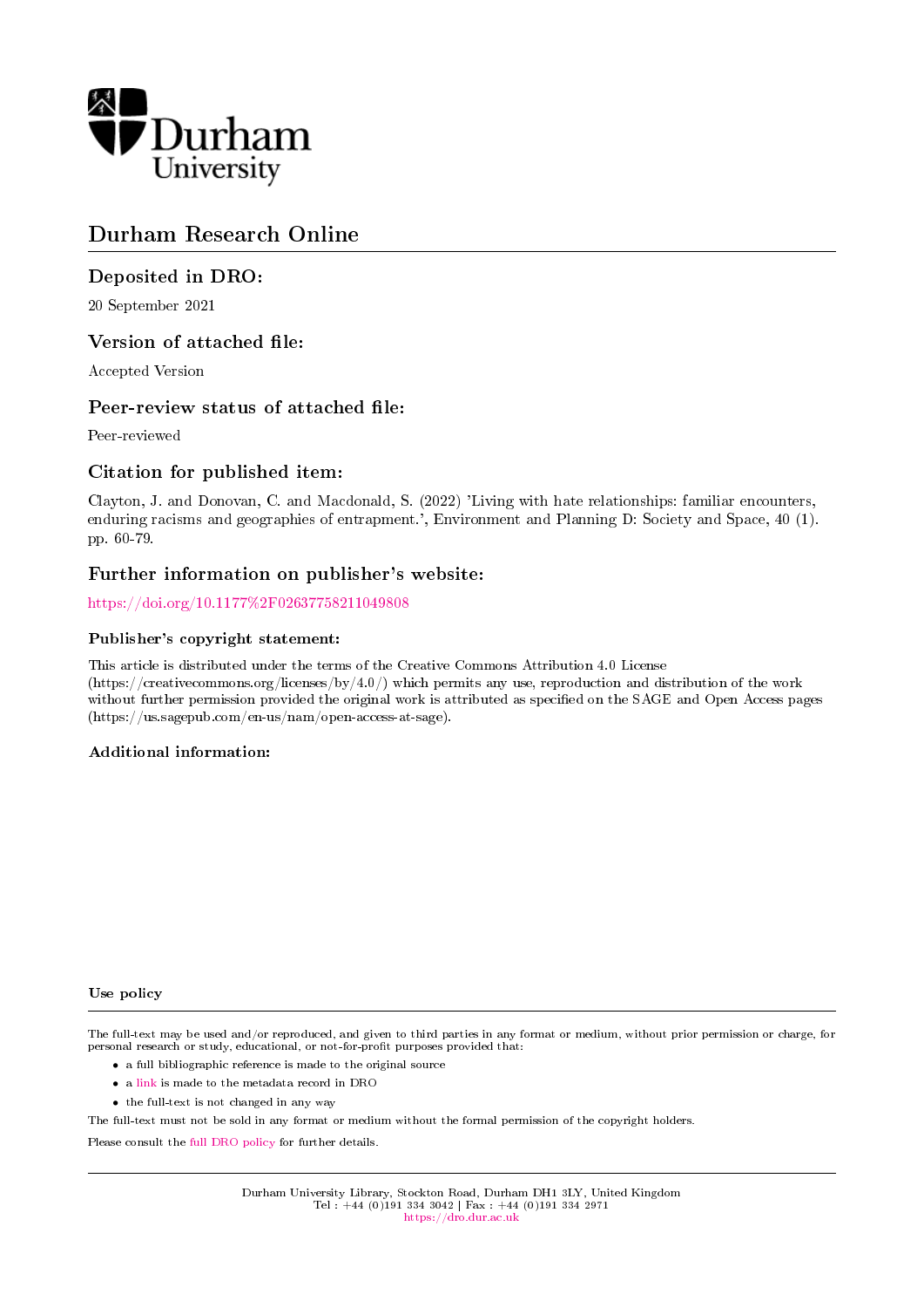Durham University

# Durham Research Online

## Deposited in DRO:

20 September 2021

## Version of attached file:

Accepted Version

## Peer-review status of attached file:

Peer-reviewed

## Citation for published item:

Clayton, J. and Donovan, C. and Macdonald, S. (2022) 'Living with hate relationships: familiar encounters, enduring racisms and geographies of entrapment.', Environment and Planning D: Society and Space, 40 (1). pp. 60-79.

## Further information on publisher's website:

https://doi.org/10.1177%2F02637758211049808

### Publisher's copyright statement:

This article is distributed under the terms of the Creative Commons Attribution 4.0 License (https://creativecommons.org/licenses/by/4.0/) which permits any use, reproduction and distribution of the work without further permission provided the original work is attributed as specified on the SAGE and Open Access pages (https://us.sagepub.com/en-us/nam/open-access-at-sage).

### Additional information:

### Use policy

The full-text may be used and/or reproduced, and given to third parties in any format or medium, without prior permission or charge, for personal research or study, educational, or not-for-profit purposes provided that:

- a full bibliographic reference is made to the original source
- a link is made to the metadata record in DRO
- the full-text is not changed in any way

The full-text must not be sold in any format or medium without the formal permission of the copyright holders.

Please consult the full DRO policy for further details.

Durham University Library, Stockton Road, Durham DH1 3LY, United Kingdom
Tel : +44 (0)191 334 3042 | Fax : +44 (0)191 334 2971
https://dro.dur.ac.uk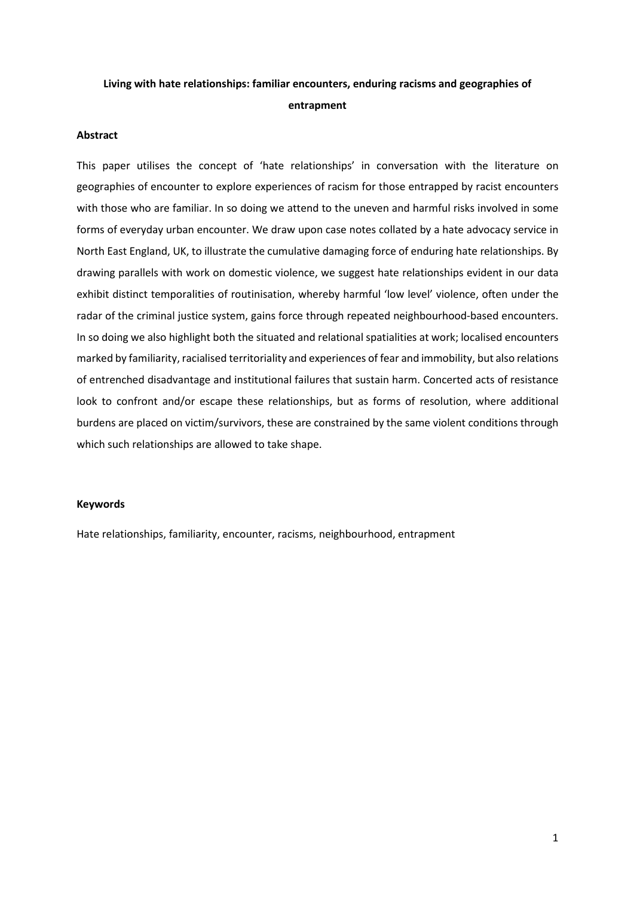**Living with hate relationships: familiar encounters, enduring racisms and geographies of entrapment**

**Abstract**

This paper utilises the concept of 'hate relationships' in conversation with the literature on geographies of encounter to explore experiences of racism for those entrapped by racist encounters with those who are familiar. In so doing we attend to the uneven and harmful risks involved in some forms of everyday urban encounter. We draw upon case notes collated by a hate advocacy service in North East England, UK, to illustrate the cumulative damaging force of enduring hate relationships. By drawing parallels with work on domestic violence, we suggest hate relationships evident in our data exhibit distinct temporalities of routinisation, whereby harmful 'low level' violence, often under the radar of the criminal justice system, gains force through repeated neighbourhood-based encounters. In so doing we also highlight both the situated and relational spatialities at work; localised encounters marked by familiarity, racialised territoriality and experiences of fear and immobility, but also relations of entrenched disadvantage and institutional failures that sustain harm. Concerted acts of resistance look to confront and/or escape these relationships, but as forms of resolution, where additional burdens are placed on victim/survivors, these are constrained by the same violent conditions through which such relationships are allowed to take shape.

**Keywords**

Hate relationships, familiarity, encounter, racisms, neighbourhood, entrapment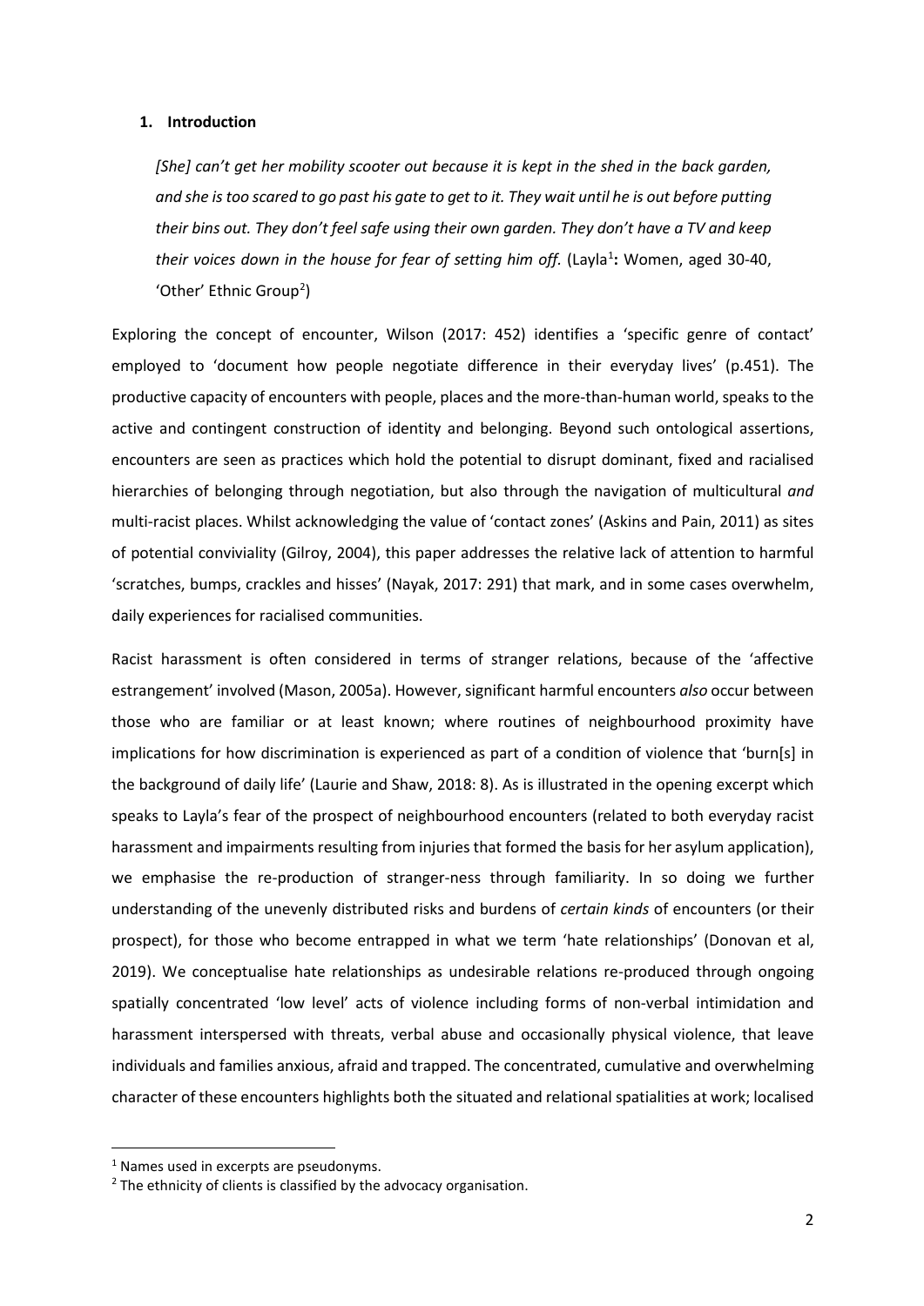## 1. Introduction

*[She] can't get her mobility scooter out because it is kept in the shed in the back garden, and she is too scared to go past his gate to get to it. They wait until he is out before putting their bins out. They don't feel safe using their own garden. They don't have a TV and keep their voices down in the house for fear of setting him off.* (Layla[1]**:** Women, aged 30-40, 'Other' Ethnic Group[2])

Exploring the concept of encounter, Wilson (2017: 452) identifies a 'specific genre of contact' employed to 'document how people negotiate difference in their everyday lives' (p.451). The productive capacity of encounters with people, places and the more-than-human world, speaks to the active and contingent construction of identity and belonging. Beyond such ontological assertions, encounters are seen as practices which hold the potential to disrupt dominant, fixed and racialised hierarchies of belonging through negotiation, but also through the navigation of multicultural *and* multi-racist places. Whilst acknowledging the value of 'contact zones' (Askins and Pain, 2011) as sites of potential conviviality (Gilroy, 2004), this paper addresses the relative lack of attention to harmful 'scratches, bumps, crackles and hisses' (Nayak, 2017: 291) that mark, and in some cases overwhelm, daily experiences for racialised communities.

Racist harassment is often considered in terms of stranger relations, because of the 'affective estrangement' involved (Mason, 2005a). However, significant harmful encounters *also* occur between those who are familiar or at least known; where routines of neighbourhood proximity have implications for how discrimination is experienced as part of a condition of violence that 'burn[s] in the background of daily life' (Laurie and Shaw, 2018: 8). As is illustrated in the opening excerpt which speaks to Layla's fear of the prospect of neighbourhood encounters (related to both everyday racist harassment and impairments resulting from injuries that formed the basis for her asylum application), we emphasise the re-production of stranger-ness through familiarity. In so doing we further understanding of the unevenly distributed risks and burdens of *certain kinds* of encounters (or their prospect), for those who become entrapped in what we term 'hate relationships' (Donovan et al, 2019). We conceptualise hate relationships as undesirable relations re-produced through ongoing spatially concentrated 'low level' acts of violence including forms of non-verbal intimidation and harassment interspersed with threats, verbal abuse and occasionally physical violence, that leave individuals and families anxious, afraid and trapped. The concentrated, cumulative and overwhelming character of these encounters highlights both the situated and relational spatialities at work; localised

[1] Names used in excerpts are pseudonyms.

[2] The ethnicity of clients is classified by the advocacy organisation.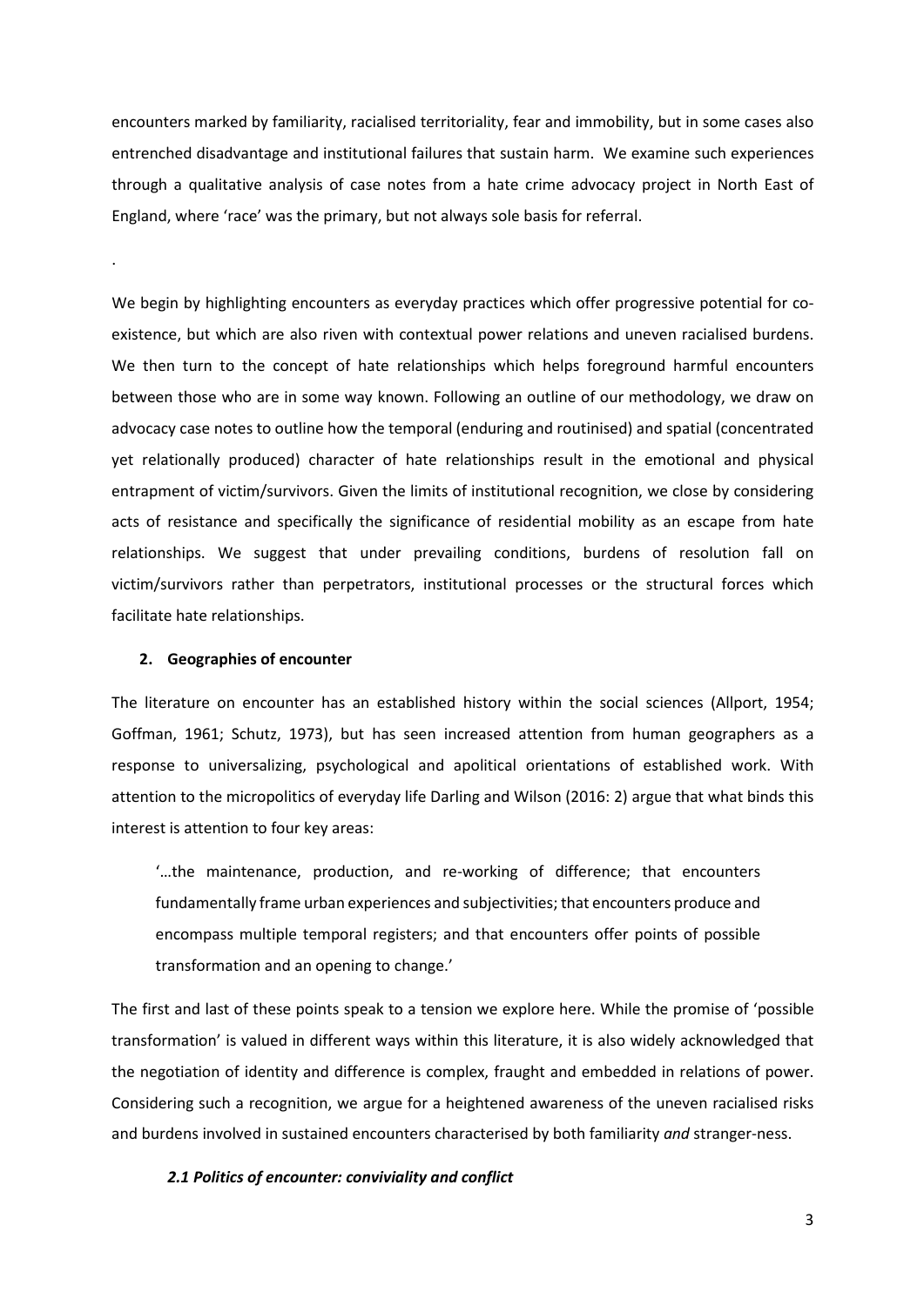encounters marked by familiarity, racialised territoriality, fear and immobility, but in some cases also entrenched disadvantage and institutional failures that sustain harm. We examine such experiences through a qualitative analysis of case notes from a hate crime advocacy project in North East of England, where 'race' was the primary, but not always sole basis for referral.

.

We begin by highlighting encounters as everyday practices which offer progressive potential for co-existence, but which are also riven with contextual power relations and uneven racialised burdens. We then turn to the concept of hate relationships which helps foreground harmful encounters between those who are in some way known. Following an outline of our methodology, we draw on advocacy case notes to outline how the temporal (enduring and routinised) and spatial (concentrated yet relationally produced) character of hate relationships result in the emotional and physical entrapment of victim/survivors. Given the limits of institutional recognition, we close by considering acts of resistance and specifically the significance of residential mobility as an escape from hate relationships. We suggest that under prevailing conditions, burdens of resolution fall on victim/survivors rather than perpetrators, institutional processes or the structural forces which facilitate hate relationships.

## 2. Geographies of encounter

The literature on encounter has an established history within the social sciences (Allport, 1954; Goffman, 1961; Schutz, 1973), but has seen increased attention from human geographers as a response to universalizing, psychological and apolitical orientations of established work. With attention to the micropolitics of everyday life Darling and Wilson (2016: 2) argue that what binds this interest is attention to four key areas:

> '…the maintenance, production, and re-working of difference; that encounters fundamentally frame urban experiences and subjectivities; that encounters produce and encompass multiple temporal registers; and that encounters offer points of possible transformation and an opening to change.'

The first and last of these points speak to a tension we explore here. While the promise of 'possible transformation' is valued in different ways within this literature, it is also widely acknowledged that the negotiation of identity and difference is complex, fraught and embedded in relations of power. Considering such a recognition, we argue for a heightened awareness of the uneven racialised risks and burdens involved in sustained encounters characterised by both familiarity *and* stranger-ness.

### *2.1 Politics of encounter: conviviality and conflict*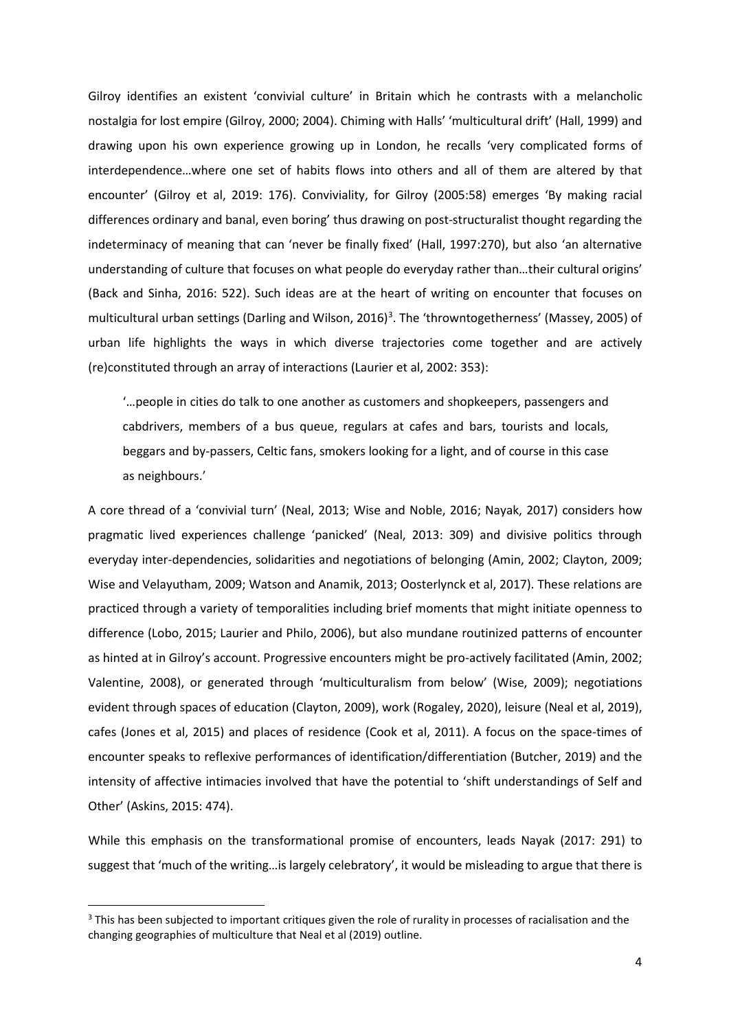Gilroy identifies an existent 'convivial culture' in Britain which he contrasts with a melancholic nostalgia for lost empire (Gilroy, 2000; 2004). Chiming with Halls' 'multicultural drift' (Hall, 1999) and drawing upon his own experience growing up in London, he recalls 'very complicated forms of interdependence…where one set of habits flows into others and all of them are altered by that encounter' (Gilroy et al, 2019: 176). Conviviality, for Gilroy (2005:58) emerges 'By making racial differences ordinary and banal, even boring' thus drawing on post-structuralist thought regarding the indeterminacy of meaning that can 'never be finally fixed' (Hall, 1997:270), but also 'an alternative understanding of culture that focuses on what people do everyday rather than…their cultural origins' (Back and Sinha, 2016: 522). Such ideas are at the heart of writing on encounter that focuses on multicultural urban settings (Darling and Wilson, 2016)[3]. The 'throwntogetherness' (Massey, 2005) of urban life highlights the ways in which diverse trajectories come together and are actively (re)constituted through an array of interactions (Laurier et al, 2002: 353):

> '…people in cities do talk to one another as customers and shopkeepers, passengers and cabdrivers, members of a bus queue, regulars at cafes and bars, tourists and locals, beggars and by-passers, Celtic fans, smokers looking for a light, and of course in this case as neighbours.'

A core thread of a 'convivial turn' (Neal, 2013; Wise and Noble, 2016; Nayak, 2017) considers how pragmatic lived experiences challenge 'panicked' (Neal, 2013: 309) and divisive politics through everyday inter-dependencies, solidarities and negotiations of belonging (Amin, 2002; Clayton, 2009; Wise and Velayutham, 2009; Watson and Anamik, 2013; Oosterlynck et al, 2017). These relations are practiced through a variety of temporalities including brief moments that might initiate openness to difference (Lobo, 2015; Laurier and Philo, 2006), but also mundane routinized patterns of encounter as hinted at in Gilroy's account. Progressive encounters might be pro-actively facilitated (Amin, 2002; Valentine, 2008), or generated through 'multiculturalism from below' (Wise, 2009); negotiations evident through spaces of education (Clayton, 2009), work (Rogaley, 2020), leisure (Neal et al, 2019), cafes (Jones et al, 2015) and places of residence (Cook et al, 2011). A focus on the space-times of encounter speaks to reflexive performances of identification/differentiation (Butcher, 2019) and the intensity of affective intimacies involved that have the potential to 'shift understandings of Self and Other' (Askins, 2015: 474).

While this emphasis on the transformational promise of encounters, leads Nayak (2017: 291) to suggest that 'much of the writing…is largely celebratory', it would be misleading to argue that there is

[3] This has been subjected to important critiques given the role of rurality in processes of racialisation and the changing geographies of multiculture that Neal et al (2019) outline.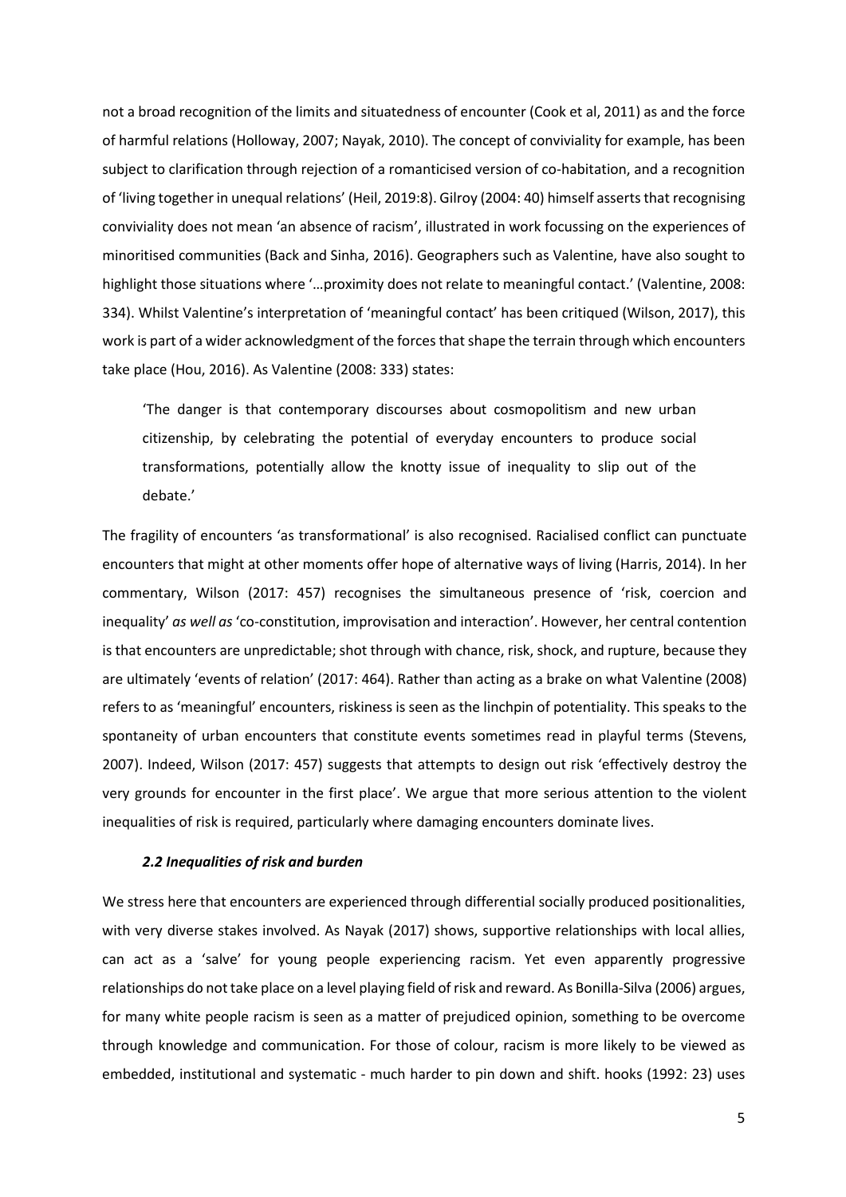not a broad recognition of the limits and situatedness of encounter (Cook et al, 2011) as and the force of harmful relations (Holloway, 2007; Nayak, 2010). The concept of conviviality for example, has been subject to clarification through rejection of a romanticised version of co-habitation, and a recognition of 'living together in unequal relations' (Heil, 2019:8). Gilroy (2004: 40) himself asserts that recognising conviviality does not mean 'an absence of racism', illustrated in work focussing on the experiences of minoritised communities (Back and Sinha, 2016). Geographers such as Valentine, have also sought to highlight those situations where '…proximity does not relate to meaningful contact.' (Valentine, 2008: 334). Whilst Valentine's interpretation of 'meaningful contact' has been critiqued (Wilson, 2017), this work is part of a wider acknowledgment of the forces that shape the terrain through which encounters take place (Hou, 2016). As Valentine (2008: 333) states:

> 'The danger is that contemporary discourses about cosmopolitism and new urban citizenship, by celebrating the potential of everyday encounters to produce social transformations, potentially allow the knotty issue of inequality to slip out of the debate.'

The fragility of encounters 'as transformational' is also recognised. Racialised conflict can punctuate encounters that might at other moments offer hope of alternative ways of living (Harris, 2014). In her commentary, Wilson (2017: 457) recognises the simultaneous presence of 'risk, coercion and inequality' *as well as* 'co-constitution, improvisation and interaction'. However, her central contention is that encounters are unpredictable; shot through with chance, risk, shock, and rupture, because they are ultimately 'events of relation' (2017: 464). Rather than acting as a brake on what Valentine (2008) refers to as 'meaningful' encounters, riskiness is seen as the linchpin of potentiality. This speaks to the spontaneity of urban encounters that constitute events sometimes read in playful terms (Stevens, 2007). Indeed, Wilson (2017: 457) suggests that attempts to design out risk 'effectively destroy the very grounds for encounter in the first place'. We argue that more serious attention to the violent inequalities of risk is required, particularly where damaging encounters dominate lives.

### *2.2 Inequalities of risk and burden*

We stress here that encounters are experienced through differential socially produced positionalities, with very diverse stakes involved. As Nayak (2017) shows, supportive relationships with local allies, can act as a 'salve' for young people experiencing racism. Yet even apparently progressive relationships do not take place on a level playing field of risk and reward. As Bonilla-Silva (2006) argues, for many white people racism is seen as a matter of prejudiced opinion, something to be overcome through knowledge and communication. For those of colour, racism is more likely to be viewed as embedded, institutional and systematic - much harder to pin down and shift. hooks (1992: 23) uses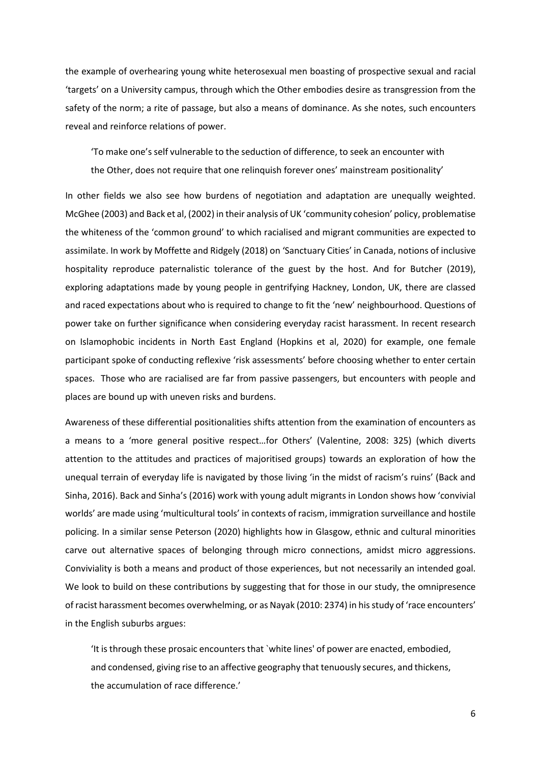the example of overhearing young white heterosexual men boasting of prospective sexual and racial 'targets' on a University campus, through which the Other embodies desire as transgression from the safety of the norm; a rite of passage, but also a means of dominance. As she notes, such encounters reveal and reinforce relations of power.

> 'To make one's self vulnerable to the seduction of difference, to seek an encounter with the Other, does not require that one relinquish forever ones' mainstream positionality'

In other fields we also see how burdens of negotiation and adaptation are unequally weighted. McGhee (2003) and Back et al, (2002) in their analysis of UK 'community cohesion' policy, problematise the whiteness of the 'common ground' to which racialised and migrant communities are expected to assimilate. In work by Moffette and Ridgely (2018) on 'Sanctuary Cities' in Canada, notions of inclusive hospitality reproduce paternalistic tolerance of the guest by the host. And for Butcher (2019), exploring adaptations made by young people in gentrifying Hackney, London, UK, there are classed and raced expectations about who is required to change to fit the 'new' neighbourhood. Questions of power take on further significance when considering everyday racist harassment. In recent research on Islamophobic incidents in North East England (Hopkins et al, 2020) for example, one female participant spoke of conducting reflexive 'risk assessments' before choosing whether to enter certain spaces. Those who are racialised are far from passive passengers, but encounters with people and places are bound up with uneven risks and burdens.

Awareness of these differential positionalities shifts attention from the examination of encounters as a means to a 'more general positive respect…for Others' (Valentine, 2008: 325) (which diverts attention to the attitudes and practices of majoritised groups) towards an exploration of how the unequal terrain of everyday life is navigated by those living 'in the midst of racism's ruins' (Back and Sinha, 2016). Back and Sinha's (2016) work with young adult migrants in London shows how 'convivial worlds' are made using 'multicultural tools' in contexts of racism, immigration surveillance and hostile policing. In a similar sense Peterson (2020) highlights how in Glasgow, ethnic and cultural minorities carve out alternative spaces of belonging through micro connections, amidst micro aggressions. Conviviality is both a means and product of those experiences, but not necessarily an intended goal. We look to build on these contributions by suggesting that for those in our study, the omnipresence of racist harassment becomes overwhelming, or as Nayak (2010: 2374) in his study of 'race encounters' in the English suburbs argues:

> 'It is through these prosaic encounters that `white lines' of power are enacted, embodied, and condensed, giving rise to an affective geography that tenuously secures, and thickens, the accumulation of race difference.'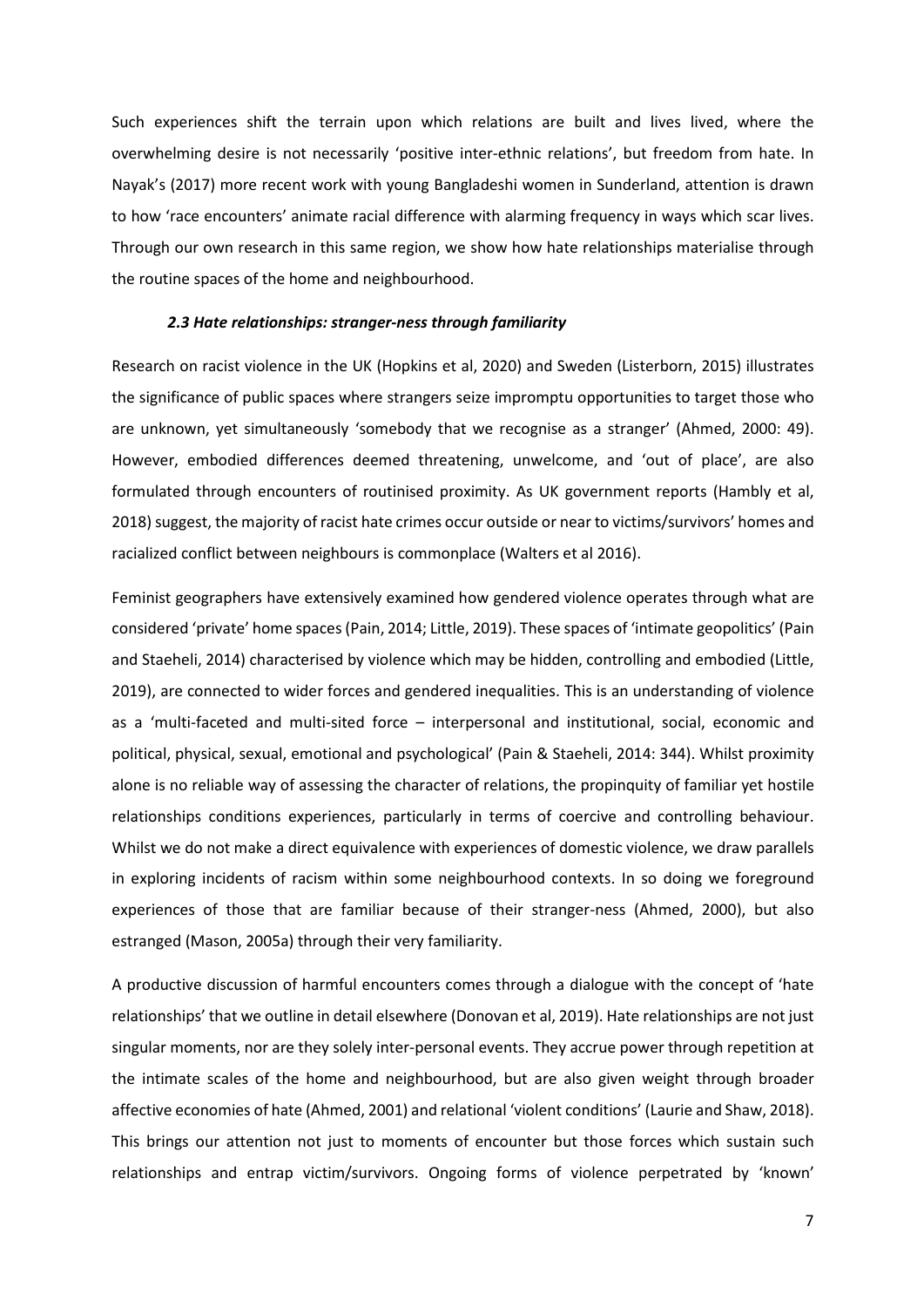Such experiences shift the terrain upon which relations are built and lives lived, where the overwhelming desire is not necessarily 'positive inter-ethnic relations', but freedom from hate. In Nayak's (2017) more recent work with young Bangladeshi women in Sunderland, attention is drawn to how 'race encounters' animate racial difference with alarming frequency in ways which scar lives. Through our own research in this same region, we show how hate relationships materialise through the routine spaces of the home and neighbourhood.

### *2.3 Hate relationships: stranger-ness through familiarity*

Research on racist violence in the UK (Hopkins et al, 2020) and Sweden (Listerborn, 2015) illustrates the significance of public spaces where strangers seize impromptu opportunities to target those who are unknown, yet simultaneously 'somebody that we recognise as a stranger' (Ahmed, 2000: 49). However, embodied differences deemed threatening, unwelcome, and 'out of place', are also formulated through encounters of routinised proximity. As UK government reports (Hambly et al, 2018) suggest, the majority of racist hate crimes occur outside or near to victims/survivors' homes and racialized conflict between neighbours is commonplace (Walters et al 2016).

Feminist geographers have extensively examined how gendered violence operates through what are considered 'private' home spaces (Pain, 2014; Little, 2019). These spaces of 'intimate geopolitics' (Pain and Staeheli, 2014) characterised by violence which may be hidden, controlling and embodied (Little, 2019), are connected to wider forces and gendered inequalities. This is an understanding of violence as a 'multi-faceted and multi-sited force – interpersonal and institutional, social, economic and political, physical, sexual, emotional and psychological' (Pain & Staeheli, 2014: 344). Whilst proximity alone is no reliable way of assessing the character of relations, the propinquity of familiar yet hostile relationships conditions experiences, particularly in terms of coercive and controlling behaviour. Whilst we do not make a direct equivalence with experiences of domestic violence, we draw parallels in exploring incidents of racism within some neighbourhood contexts. In so doing we foreground experiences of those that are familiar because of their stranger-ness (Ahmed, 2000), but also estranged (Mason, 2005a) through their very familiarity.

A productive discussion of harmful encounters comes through a dialogue with the concept of 'hate relationships' that we outline in detail elsewhere (Donovan et al, 2019). Hate relationships are not just singular moments, nor are they solely inter-personal events. They accrue power through repetition at the intimate scales of the home and neighbourhood, but are also given weight through broader affective economies of hate (Ahmed, 2001) and relational 'violent conditions' (Laurie and Shaw, 2018). This brings our attention not just to moments of encounter but those forces which sustain such relationships and entrap victim/survivors. Ongoing forms of violence perpetrated by 'known'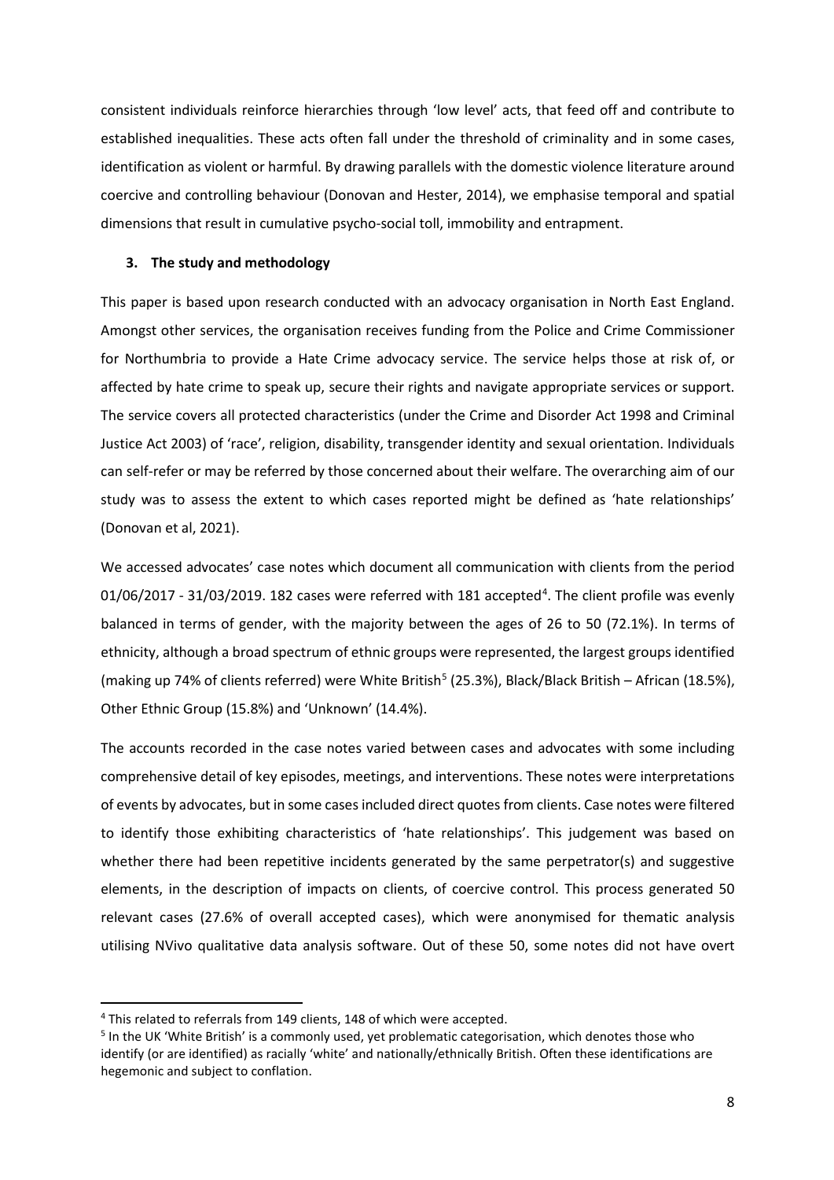consistent individuals reinforce hierarchies through 'low level' acts, that feed off and contribute to established inequalities. These acts often fall under the threshold of criminality and in some cases, identification as violent or harmful. By drawing parallels with the domestic violence literature around coercive and controlling behaviour (Donovan and Hester, 2014), we emphasise temporal and spatial dimensions that result in cumulative psycho-social toll, immobility and entrapment.

### 3. The study and methodology

This paper is based upon research conducted with an advocacy organisation in North East England. Amongst other services, the organisation receives funding from the Police and Crime Commissioner for Northumbria to provide a Hate Crime advocacy service. The service helps those at risk of, or affected by hate crime to speak up, secure their rights and navigate appropriate services or support. The service covers all protected characteristics (under the Crime and Disorder Act 1998 and Criminal Justice Act 2003) of 'race', religion, disability, transgender identity and sexual orientation. Individuals can self-refer or may be referred by those concerned about their welfare. The overarching aim of our study was to assess the extent to which cases reported might be defined as 'hate relationships' (Donovan et al, 2021).

We accessed advocates' case notes which document all communication with clients from the period 01/06/2017 - 31/03/2019. 182 cases were referred with 181 accepted[4]. The client profile was evenly balanced in terms of gender, with the majority between the ages of 26 to 50 (72.1%). In terms of ethnicity, although a broad spectrum of ethnic groups were represented, the largest groups identified (making up 74% of clients referred) were White British[5] (25.3%), Black/Black British – African (18.5%), Other Ethnic Group (15.8%) and 'Unknown' (14.4%).

The accounts recorded in the case notes varied between cases and advocates with some including comprehensive detail of key episodes, meetings, and interventions. These notes were interpretations of events by advocates, but in some cases included direct quotes from clients. Case notes were filtered to identify those exhibiting characteristics of 'hate relationships'. This judgement was based on whether there had been repetitive incidents generated by the same perpetrator(s) and suggestive elements, in the description of impacts on clients, of coercive control. This process generated 50 relevant cases (27.6% of overall accepted cases), which were anonymised for thematic analysis utilising NVivo qualitative data analysis software. Out of these 50, some notes did not have overt

---

[4] This related to referrals from 149 clients, 148 of which were accepted.

[5] In the UK 'White British' is a commonly used, yet problematic categorisation, which denotes those who identify (or are identified) as racially 'white' and nationally/ethnically British. Often these identifications are hegemonic and subject to conflation.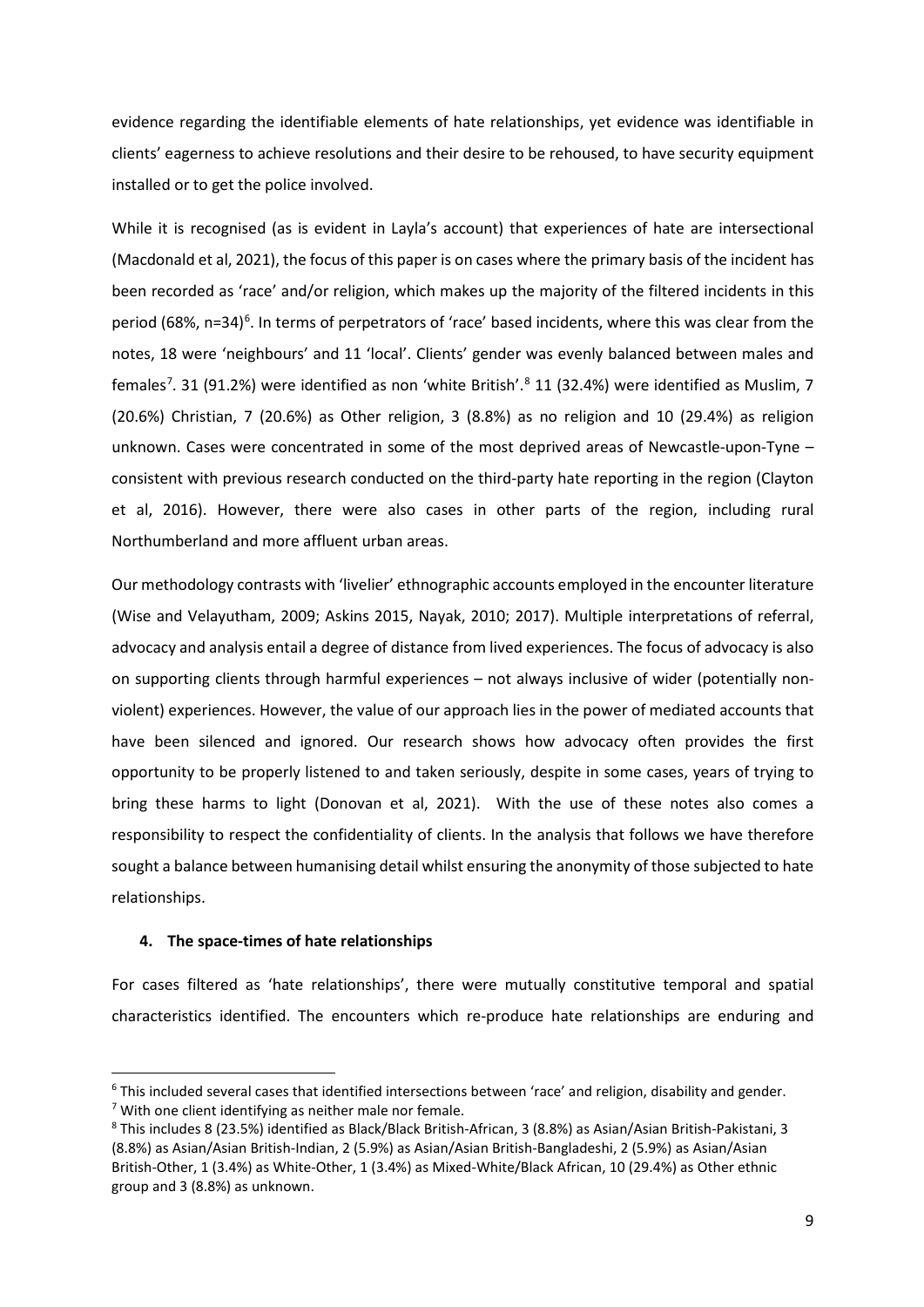evidence regarding the identifiable elements of hate relationships, yet evidence was identifiable in clients' eagerness to achieve resolutions and their desire to be rehoused, to have security equipment installed or to get the police involved.

While it is recognised (as is evident in Layla's account) that experiences of hate are intersectional (Macdonald et al, 2021), the focus of this paper is on cases where the primary basis of the incident has been recorded as 'race' and/or religion, which makes up the majority of the filtered incidents in this period (68%, n=34)[6]. In terms of perpetrators of 'race' based incidents, where this was clear from the notes, 18 were 'neighbours' and 11 'local'. Clients' gender was evenly balanced between males and females[7]. 31 (91.2%) were identified as non 'white British'.[8] 11 (32.4%) were identified as Muslim, 7 (20.6%) Christian, 7 (20.6%) as Other religion, 3 (8.8%) as no religion and 10 (29.4%) as religion unknown. Cases were concentrated in some of the most deprived areas of Newcastle-upon-Tyne – consistent with previous research conducted on the third-party hate reporting in the region (Clayton et al, 2016). However, there were also cases in other parts of the region, including rural Northumberland and more affluent urban areas.

Our methodology contrasts with 'livelier' ethnographic accounts employed in the encounter literature (Wise and Velayutham, 2009; Askins 2015, Nayak, 2010; 2017). Multiple interpretations of referral, advocacy and analysis entail a degree of distance from lived experiences. The focus of advocacy is also on supporting clients through harmful experiences – not always inclusive of wider (potentially non-violent) experiences. However, the value of our approach lies in the power of mediated accounts that have been silenced and ignored. Our research shows how advocacy often provides the first opportunity to be properly listened to and taken seriously, despite in some cases, years of trying to bring these harms to light (Donovan et al, 2021). With the use of these notes also comes a responsibility to respect the confidentiality of clients. In the analysis that follows we have therefore sought a balance between humanising detail whilst ensuring the anonymity of those subjected to hate relationships.

## 4. The space-times of hate relationships

For cases filtered as 'hate relationships', there were mutually constitutive temporal and spatial characteristics identified. The encounters which re-produce hate relationships are enduring and

---

[6] This included several cases that identified intersections between 'race' and religion, disability and gender.

[7] With one client identifying as neither male nor female.

[8] This includes 8 (23.5%) identified as Black/Black British-African, 3 (8.8%) as Asian/Asian British-Pakistani, 3 (8.8%) as Asian/Asian British-Indian, 2 (5.9%) as Asian/Asian British-Bangladeshi, 2 (5.9%) as Asian/Asian British-Other, 1 (3.4%) as White-Other, 1 (3.4%) as Mixed-White/Black African, 10 (29.4%) as Other ethnic group and 3 (8.8%) as unknown.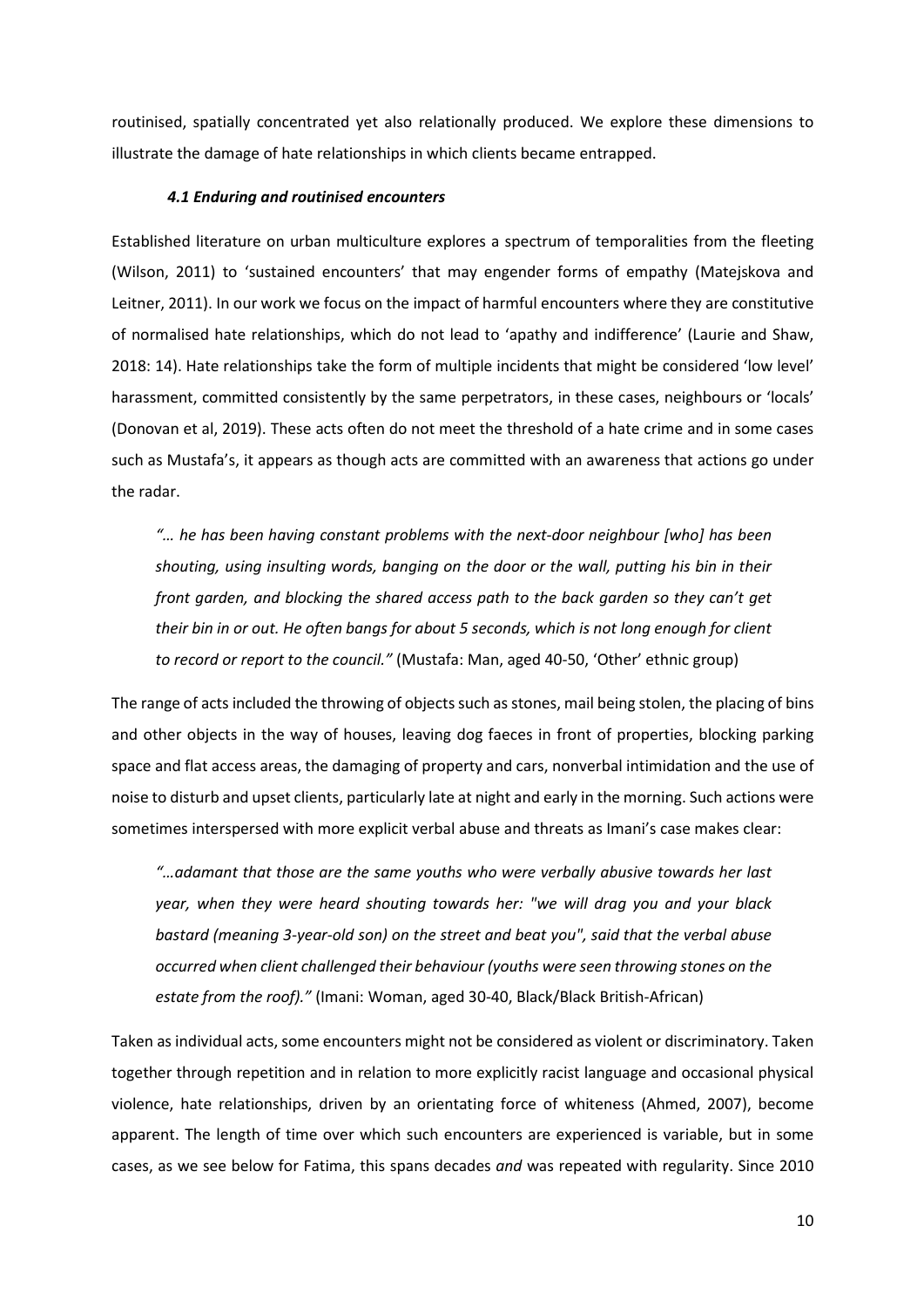routinised, spatially concentrated yet also relationally produced. We explore these dimensions to illustrate the damage of hate relationships in which clients became entrapped.

#### *4.1 Enduring and routinised encounters*

Established literature on urban multiculture explores a spectrum of temporalities from the fleeting (Wilson, 2011) to 'sustained encounters' that may engender forms of empathy (Matejskova and Leitner, 2011). In our work we focus on the impact of harmful encounters where they are constitutive of normalised hate relationships, which do not lead to 'apathy and indifference' (Laurie and Shaw, 2018: 14). Hate relationships take the form of multiple incidents that might be considered 'low level' harassment, committed consistently by the same perpetrators, in these cases, neighbours or 'locals' (Donovan et al, 2019). These acts often do not meet the threshold of a hate crime and in some cases such as Mustafa's, it appears as though acts are committed with an awareness that actions go under the radar.

> *"… he has been having constant problems with the next-door neighbour [who] has been shouting, using insulting words, banging on the door or the wall, putting his bin in their front garden, and blocking the shared access path to the back garden so they can't get their bin in or out. He often bangs for about 5 seconds, which is not long enough for client to record or report to the council."* (Mustafa: Man, aged 40-50, 'Other' ethnic group)

The range of acts included the throwing of objects such as stones, mail being stolen, the placing of bins and other objects in the way of houses, leaving dog faeces in front of properties, blocking parking space and flat access areas, the damaging of property and cars, nonverbal intimidation and the use of noise to disturb and upset clients, particularly late at night and early in the morning. Such actions were sometimes interspersed with more explicit verbal abuse and threats as Imani's case makes clear:

> *"…adamant that those are the same youths who were verbally abusive towards her last year, when they were heard shouting towards her: "we will drag you and your black bastard (meaning 3-year-old son) on the street and beat you", said that the verbal abuse occurred when client challenged their behaviour (youths were seen throwing stones on the estate from the roof)."* (Imani: Woman, aged 30-40, Black/Black British-African)

Taken as individual acts, some encounters might not be considered as violent or discriminatory. Taken together through repetition and in relation to more explicitly racist language and occasional physical violence, hate relationships, driven by an orientating force of whiteness (Ahmed, 2007), become apparent. The length of time over which such encounters are experienced is variable, but in some cases, as we see below for Fatima, this spans decades *and* was repeated with regularity. Since 2010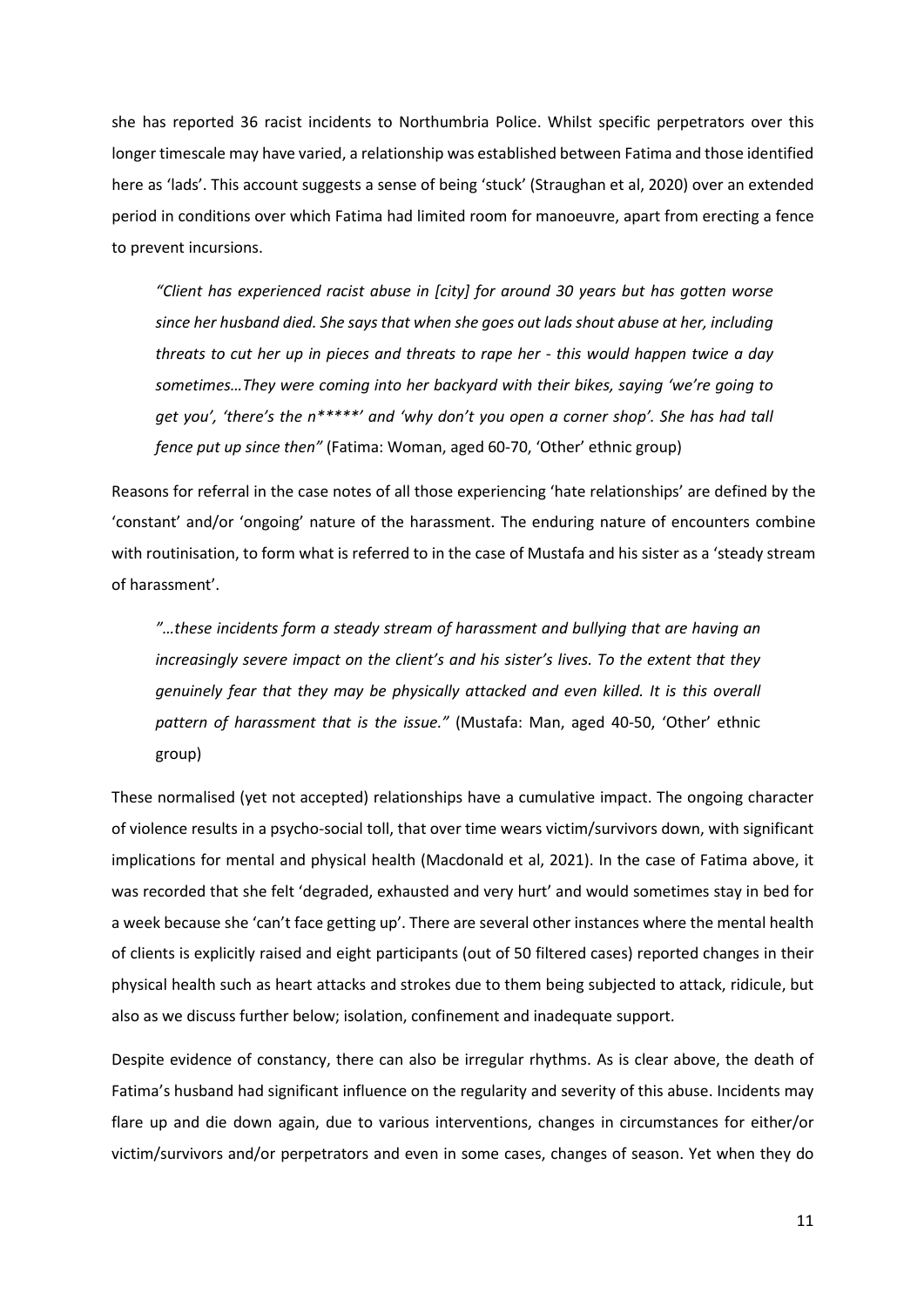she has reported 36 racist incidents to Northumbria Police. Whilst specific perpetrators over this longer timescale may have varied, a relationship was established between Fatima and those identified here as 'lads'. This account suggests a sense of being 'stuck' (Straughan et al, 2020) over an extended period in conditions over which Fatima had limited room for manoeuvre, apart from erecting a fence to prevent incursions.

> *"Client has experienced racist abuse in [city] for around 30 years but has gotten worse since her husband died. She says that when she goes out lads shout abuse at her, including threats to cut her up in pieces and threats to rape her - this would happen twice a day sometimes…They were coming into her backyard with their bikes, saying 'we're going to get you', 'there's the n*****' and 'why don't you open a corner shop'. She has had tall fence put up since then"* (Fatima: Woman, aged 60-70, 'Other' ethnic group)

Reasons for referral in the case notes of all those experiencing 'hate relationships' are defined by the 'constant' and/or 'ongoing' nature of the harassment. The enduring nature of encounters combine with routinisation, to form what is referred to in the case of Mustafa and his sister as a 'steady stream of harassment'.

> *"…these incidents form a steady stream of harassment and bullying that are having an increasingly severe impact on the client's and his sister's lives. To the extent that they genuinely fear that they may be physically attacked and even killed. It is this overall pattern of harassment that is the issue."* (Mustafa: Man, aged 40-50, 'Other' ethnic group)

These normalised (yet not accepted) relationships have a cumulative impact. The ongoing character of violence results in a psycho-social toll, that over time wears victim/survivors down, with significant implications for mental and physical health (Macdonald et al, 2021). In the case of Fatima above, it was recorded that she felt 'degraded, exhausted and very hurt' and would sometimes stay in bed for a week because she 'can't face getting up'. There are several other instances where the mental health of clients is explicitly raised and eight participants (out of 50 filtered cases) reported changes in their physical health such as heart attacks and strokes due to them being subjected to attack, ridicule, but also as we discuss further below; isolation, confinement and inadequate support.

Despite evidence of constancy, there can also be irregular rhythms. As is clear above, the death of Fatima's husband had significant influence on the regularity and severity of this abuse. Incidents may flare up and die down again, due to various interventions, changes in circumstances for either/or victim/survivors and/or perpetrators and even in some cases, changes of season. Yet when they do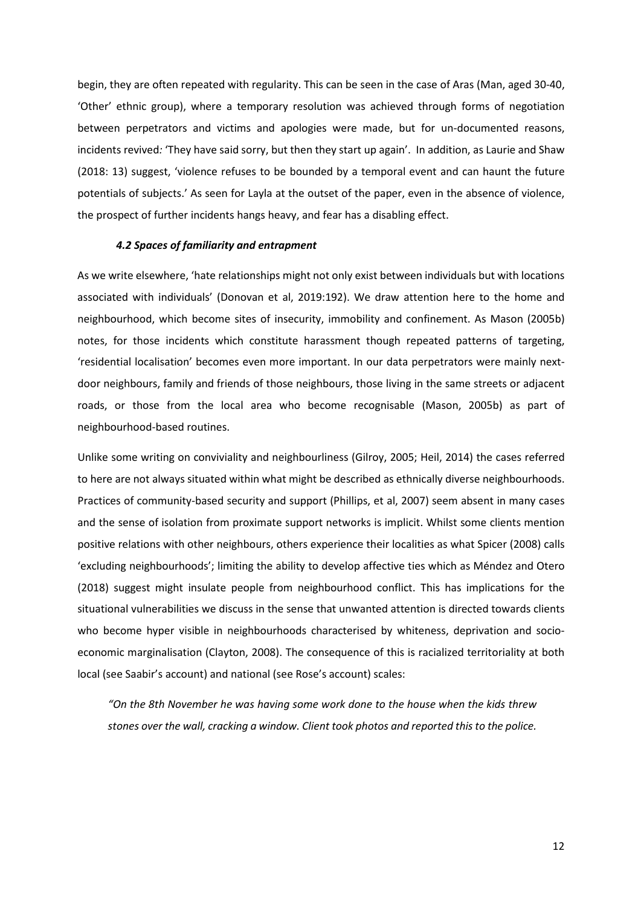begin, they are often repeated with regularity. This can be seen in the case of Aras (Man, aged 30-40, 'Other' ethnic group), where a temporary resolution was achieved through forms of negotiation between perpetrators and victims and apologies were made, but for un-documented reasons, incidents revived*:* 'They have said sorry, but then they start up again'. In addition, as Laurie and Shaw (2018: 13) suggest, 'violence refuses to be bounded by a temporal event and can haunt the future potentials of subjects.' As seen for Layla at the outset of the paper, even in the absence of violence, the prospect of further incidents hangs heavy, and fear has a disabling effect.

### *4.2 Spaces of familiarity and entrapment*

As we write elsewhere, 'hate relationships might not only exist between individuals but with locations associated with individuals' (Donovan et al, 2019:192). We draw attention here to the home and neighbourhood, which become sites of insecurity, immobility and confinement. As Mason (2005b) notes, for those incidents which constitute harassment though repeated patterns of targeting, 'residential localisation' becomes even more important. In our data perpetrators were mainly next-door neighbours, family and friends of those neighbours, those living in the same streets or adjacent roads, or those from the local area who become recognisable (Mason, 2005b) as part of neighbourhood-based routines.

Unlike some writing on conviviality and neighbourliness (Gilroy, 2005; Heil, 2014) the cases referred to here are not always situated within what might be described as ethnically diverse neighbourhoods. Practices of community-based security and support (Phillips, et al, 2007) seem absent in many cases and the sense of isolation from proximate support networks is implicit. Whilst some clients mention positive relations with other neighbours, others experience their localities as what Spicer (2008) calls 'excluding neighbourhoods'; limiting the ability to develop affective ties which as Méndez and Otero (2018) suggest might insulate people from neighbourhood conflict. This has implications for the situational vulnerabilities we discuss in the sense that unwanted attention is directed towards clients who become hyper visible in neighbourhoods characterised by whiteness, deprivation and socio-economic marginalisation (Clayton, 2008). The consequence of this is racialized territoriality at both local (see Saabir's account) and national (see Rose's account) scales:

> *"On the 8th November he was having some work done to the house when the kids threw stones over the wall, cracking a window. Client took photos and reported this to the police.*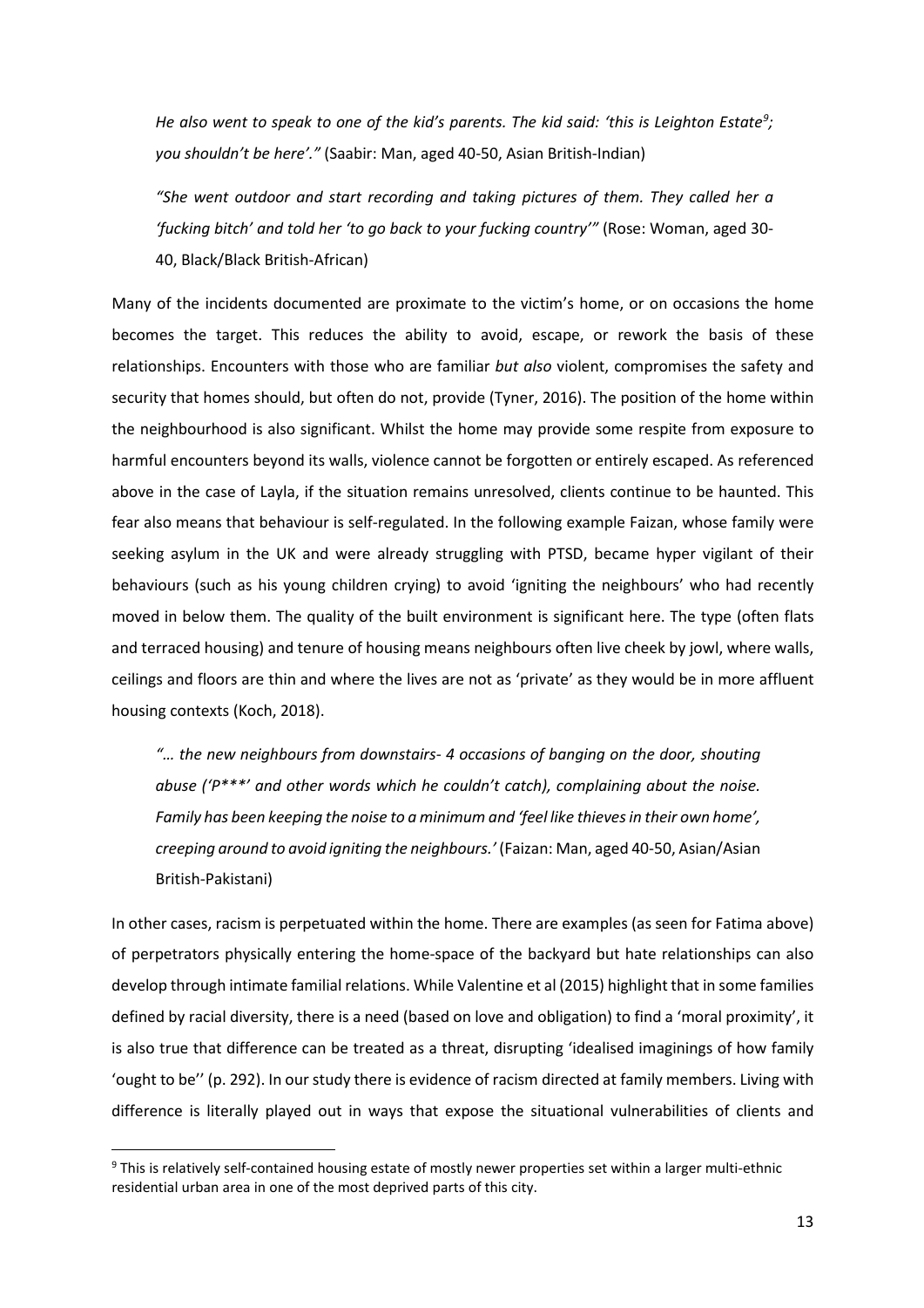*He also went to speak to one of the kid's parents. The kid said: 'this is Leighton Estate[9]; you shouldn't be here'."* (Saabir: Man, aged 40-50, Asian British-Indian)

*"She went outdoor and start recording and taking pictures of them. They called her a 'fucking bitch' and told her 'to go back to your fucking country'"* (Rose: Woman, aged 30-40, Black/Black British-African)

Many of the incidents documented are proximate to the victim's home, or on occasions the home becomes the target. This reduces the ability to avoid, escape, or rework the basis of these relationships. Encounters with those who are familiar *but also* violent, compromises the safety and security that homes should, but often do not, provide (Tyner, 2016). The position of the home within the neighbourhood is also significant. Whilst the home may provide some respite from exposure to harmful encounters beyond its walls, violence cannot be forgotten or entirely escaped. As referenced above in the case of Layla, if the situation remains unresolved, clients continue to be haunted. This fear also means that behaviour is self-regulated. In the following example Faizan, whose family were seeking asylum in the UK and were already struggling with PTSD, became hyper vigilant of their behaviours (such as his young children crying) to avoid 'igniting the neighbours' who had recently moved in below them. The quality of the built environment is significant here. The type (often flats and terraced housing) and tenure of housing means neighbours often live cheek by jowl, where walls, ceilings and floors are thin and where the lives are not as 'private' as they would be in more affluent housing contexts (Koch, 2018).

*"… the new neighbours from downstairs- 4 occasions of banging on the door, shouting abuse ('P\*\*\*' and other words which he couldn't catch), complaining about the noise. Family has been keeping the noise to a minimum and 'feel like thieves in their own home', creeping around to avoid igniting the neighbours.'* (Faizan: Man, aged 40-50, Asian/Asian British-Pakistani)

In other cases, racism is perpetuated within the home. There are examples (as seen for Fatima above) of perpetrators physically entering the home-space of the backyard but hate relationships can also develop through intimate familial relations. While Valentine et al (2015) highlight that in some families defined by racial diversity, there is a need (based on love and obligation) to find a 'moral proximity', it is also true that difference can be treated as a threat, disrupting 'idealised imaginings of how family 'ought to be'' (p. 292). In our study there is evidence of racism directed at family members. Living with difference is literally played out in ways that expose the situational vulnerabilities of clients and

[9] This is relatively self-contained housing estate of mostly newer properties set within a larger multi-ethnic residential urban area in one of the most deprived parts of this city.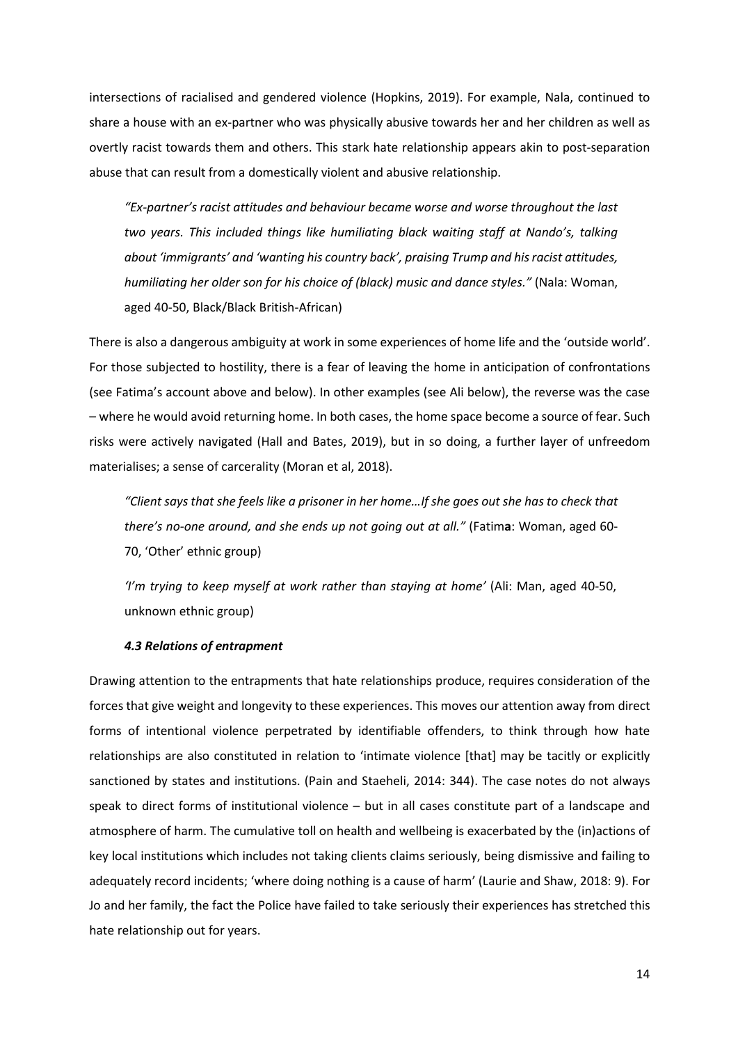intersections of racialised and gendered violence (Hopkins, 2019). For example, Nala, continued to share a house with an ex-partner who was physically abusive towards her and her children as well as overtly racist towards them and others. This stark hate relationship appears akin to post-separation abuse that can result from a domestically violent and abusive relationship.

> *"Ex-partner's racist attitudes and behaviour became worse and worse throughout the last two years. This included things like humiliating black waiting staff at Nando's, talking about 'immigrants' and 'wanting his country back', praising Trump and his racist attitudes, humiliating her older son for his choice of (black) music and dance styles."* (Nala: Woman, aged 40-50, Black/Black British-African)

There is also a dangerous ambiguity at work in some experiences of home life and the 'outside world'. For those subjected to hostility, there is a fear of leaving the home in anticipation of confrontations (see Fatima's account above and below). In other examples (see Ali below), the reverse was the case – where he would avoid returning home. In both cases, the home space become a source of fear. Such risks were actively navigated (Hall and Bates, 2019), but in so doing, a further layer of unfreedom materialises; a sense of carcerality (Moran et al, 2018).

> *"Client says that she feels like a prisoner in her home…If she goes out she has to check that there's no-one around, and she ends up not going out at all."* (Fatim**a**: Woman, aged 60-70, 'Other' ethnic group)
>
> *'I'm trying to keep myself at work rather than staying at home'* (Ali: Man, aged 40-50, unknown ethnic group)

#### *4.3 Relations of entrapment*

Drawing attention to the entrapments that hate relationships produce, requires consideration of the forces that give weight and longevity to these experiences. This moves our attention away from direct forms of intentional violence perpetrated by identifiable offenders, to think through how hate relationships are also constituted in relation to 'intimate violence [that] may be tacitly or explicitly sanctioned by states and institutions. (Pain and Staeheli, 2014: 344). The case notes do not always speak to direct forms of institutional violence – but in all cases constitute part of a landscape and atmosphere of harm. The cumulative toll on health and wellbeing is exacerbated by the (in)actions of key local institutions which includes not taking clients claims seriously, being dismissive and failing to adequately record incidents; 'where doing nothing is a cause of harm' (Laurie and Shaw, 2018: 9). For Jo and her family, the fact the Police have failed to take seriously their experiences has stretched this hate relationship out for years.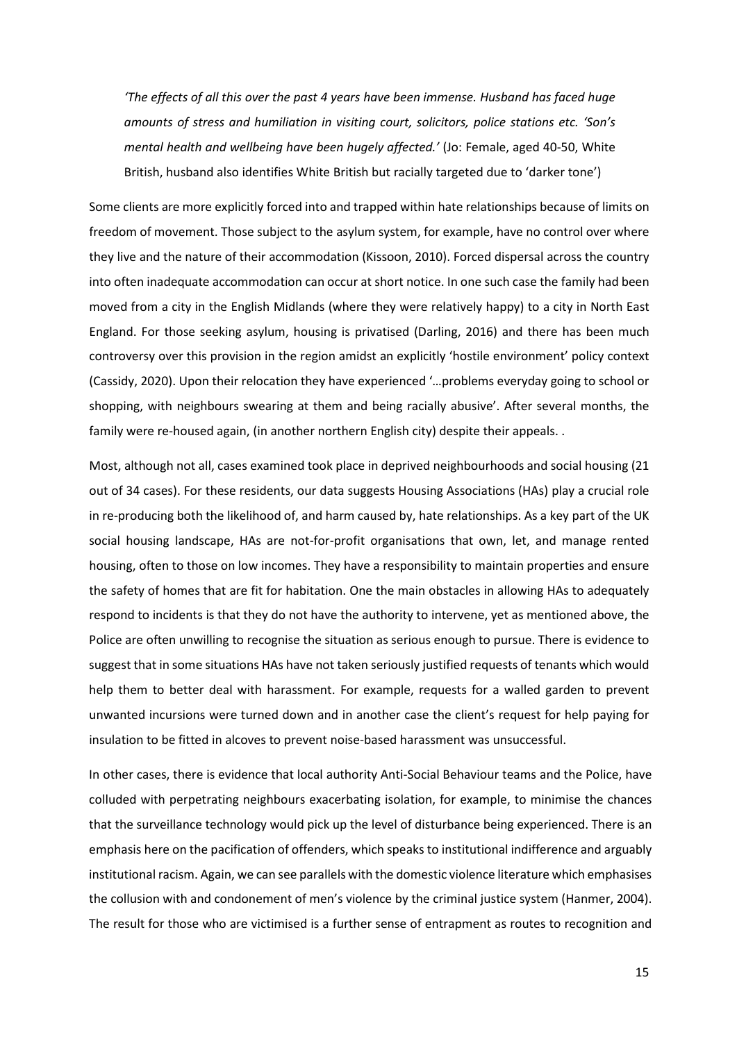*'The effects of all this over the past 4 years have been immense. Husband has faced huge amounts of stress and humiliation in visiting court, solicitors, police stations etc. 'Son's mental health and wellbeing have been hugely affected.'* (Jo: Female, aged 40-50, White British, husband also identifies White British but racially targeted due to 'darker tone')

Some clients are more explicitly forced into and trapped within hate relationships because of limits on freedom of movement. Those subject to the asylum system, for example, have no control over where they live and the nature of their accommodation (Kissoon, 2010). Forced dispersal across the country into often inadequate accommodation can occur at short notice. In one such case the family had been moved from a city in the English Midlands (where they were relatively happy) to a city in North East England. For those seeking asylum, housing is privatised (Darling, 2016) and there has been much controversy over this provision in the region amidst an explicitly 'hostile environment' policy context (Cassidy, 2020). Upon their relocation they have experienced '…problems everyday going to school or shopping, with neighbours swearing at them and being racially abusive'. After several months, the family were re-housed again, (in another northern English city) despite their appeals. .

Most, although not all, cases examined took place in deprived neighbourhoods and social housing (21 out of 34 cases). For these residents, our data suggests Housing Associations (HAs) play a crucial role in re-producing both the likelihood of, and harm caused by, hate relationships. As a key part of the UK social housing landscape, HAs are not-for-profit organisations that own, let, and manage rented housing, often to those on low incomes. They have a responsibility to maintain properties and ensure the safety of homes that are fit for habitation. One the main obstacles in allowing HAs to adequately respond to incidents is that they do not have the authority to intervene, yet as mentioned above, the Police are often unwilling to recognise the situation as serious enough to pursue. There is evidence to suggest that in some situations HAs have not taken seriously justified requests of tenants which would help them to better deal with harassment. For example, requests for a walled garden to prevent unwanted incursions were turned down and in another case the client's request for help paying for insulation to be fitted in alcoves to prevent noise-based harassment was unsuccessful.

In other cases, there is evidence that local authority Anti-Social Behaviour teams and the Police, have colluded with perpetrating neighbours exacerbating isolation, for example, to minimise the chances that the surveillance technology would pick up the level of disturbance being experienced. There is an emphasis here on the pacification of offenders, which speaks to institutional indifference and arguably institutional racism. Again, we can see parallels with the domestic violence literature which emphasises the collusion with and condonement of men's violence by the criminal justice system (Hanmer, 2004). The result for those who are victimised is a further sense of entrapment as routes to recognition and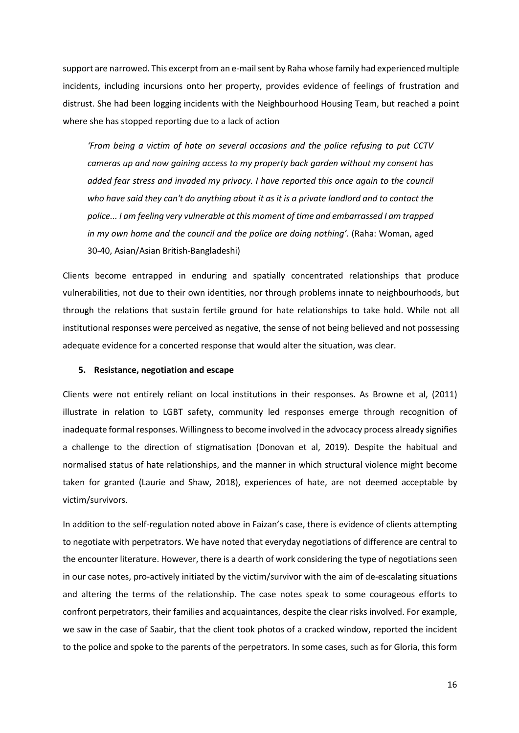support are narrowed. This excerpt from an e-mail sent by Raha whose family had experienced multiple incidents, including incursions onto her property, provides evidence of feelings of frustration and distrust. She had been logging incidents with the Neighbourhood Housing Team, but reached a point where she has stopped reporting due to a lack of action

> *'From being a victim of hate on several occasions and the police refusing to put CCTV cameras up and now gaining access to my property back garden without my consent has added fear stress and invaded my privacy. I have reported this once again to the council who have said they can't do anything about it as it is a private landlord and to contact the police... I am feeling very vulnerable at this moment of time and embarrassed I am trapped in my own home and the council and the police are doing nothing'.* (Raha: Woman, aged 30-40, Asian/Asian British-Bangladeshi)

Clients become entrapped in enduring and spatially concentrated relationships that produce vulnerabilities, not due to their own identities, nor through problems innate to neighbourhoods, but through the relations that sustain fertile ground for hate relationships to take hold. While not all institutional responses were perceived as negative, the sense of not being believed and not possessing adequate evidence for a concerted response that would alter the situation, was clear.

## 5. Resistance, negotiation and escape

Clients were not entirely reliant on local institutions in their responses. As Browne et al, (2011) illustrate in relation to LGBT safety, community led responses emerge through recognition of inadequate formal responses. Willingness to become involved in the advocacy process already signifies a challenge to the direction of stigmatisation (Donovan et al, 2019). Despite the habitual and normalised status of hate relationships, and the manner in which structural violence might become taken for granted (Laurie and Shaw, 2018), experiences of hate, are not deemed acceptable by victim/survivors.

In addition to the self-regulation noted above in Faizan's case, there is evidence of clients attempting to negotiate with perpetrators. We have noted that everyday negotiations of difference are central to the encounter literature. However, there is a dearth of work considering the type of negotiations seen in our case notes, pro-actively initiated by the victim/survivor with the aim of de-escalating situations and altering the terms of the relationship. The case notes speak to some courageous efforts to confront perpetrators, their families and acquaintances, despite the clear risks involved. For example, we saw in the case of Saabir, that the client took photos of a cracked window, reported the incident to the police and spoke to the parents of the perpetrators. In some cases, such as for Gloria, this form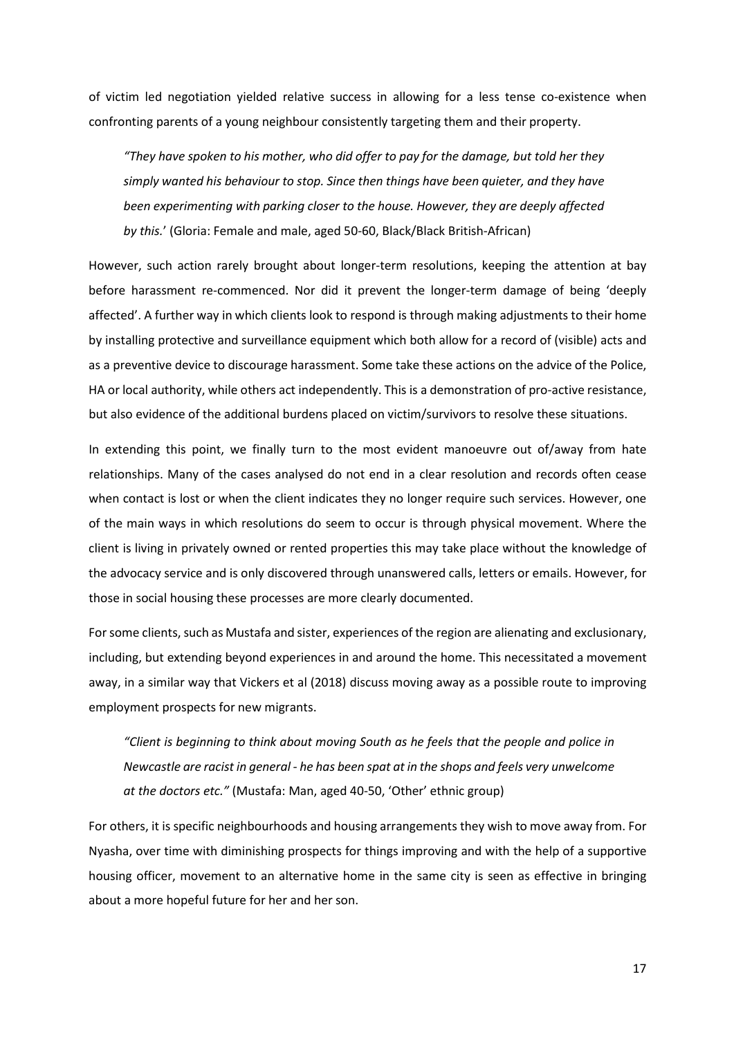of victim led negotiation yielded relative success in allowing for a less tense co-existence when confronting parents of a young neighbour consistently targeting them and their property.

> *"They have spoken to his mother, who did offer to pay for the damage, but told her they simply wanted his behaviour to stop. Since then things have been quieter, and they have been experimenting with parking closer to the house. However, they are deeply affected by this.*' (Gloria: Female and male, aged 50-60, Black/Black British-African)

However, such action rarely brought about longer-term resolutions, keeping the attention at bay before harassment re-commenced. Nor did it prevent the longer-term damage of being 'deeply affected'. A further way in which clients look to respond is through making adjustments to their home by installing protective and surveillance equipment which both allow for a record of (visible) acts and as a preventive device to discourage harassment. Some take these actions on the advice of the Police, HA or local authority, while others act independently. This is a demonstration of pro-active resistance, but also evidence of the additional burdens placed on victim/survivors to resolve these situations.

In extending this point, we finally turn to the most evident manoeuvre out of/away from hate relationships. Many of the cases analysed do not end in a clear resolution and records often cease when contact is lost or when the client indicates they no longer require such services. However, one of the main ways in which resolutions do seem to occur is through physical movement. Where the client is living in privately owned or rented properties this may take place without the knowledge of the advocacy service and is only discovered through unanswered calls, letters or emails. However, for those in social housing these processes are more clearly documented.

For some clients, such as Mustafa and sister, experiences of the region are alienating and exclusionary, including, but extending beyond experiences in and around the home. This necessitated a movement away, in a similar way that Vickers et al (2018) discuss moving away as a possible route to improving employment prospects for new migrants.

> *"Client is beginning to think about moving South as he feels that the people and police in Newcastle are racist in general - he has been spat at in the shops and feels very unwelcome at the doctors etc."* (Mustafa: Man, aged 40-50, 'Other' ethnic group)

For others, it is specific neighbourhoods and housing arrangements they wish to move away from. For Nyasha, over time with diminishing prospects for things improving and with the help of a supportive housing officer, movement to an alternative home in the same city is seen as effective in bringing about a more hopeful future for her and her son.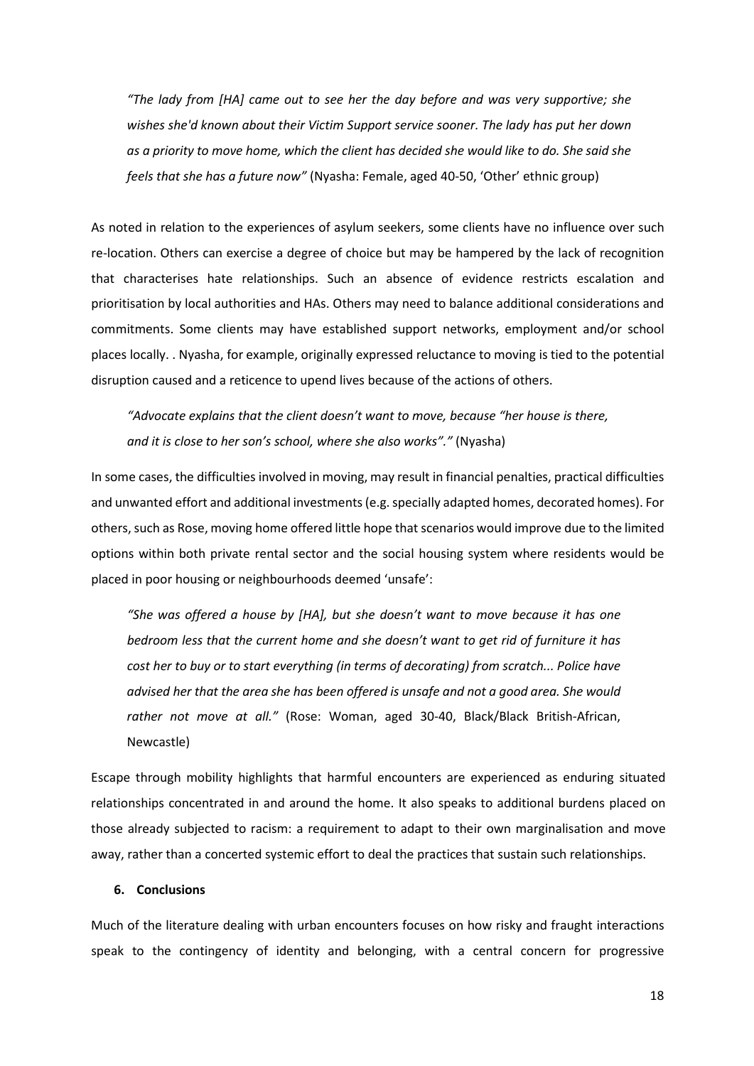*"The lady from [HA] came out to see her the day before and was very supportive; she wishes she'd known about their Victim Support service sooner. The lady has put her down as a priority to move home, which the client has decided she would like to do. She said she feels that she has a future now"* (Nyasha: Female, aged 40-50, 'Other' ethnic group)

As noted in relation to the experiences of asylum seekers, some clients have no influence over such re-location. Others can exercise a degree of choice but may be hampered by the lack of recognition that characterises hate relationships. Such an absence of evidence restricts escalation and prioritisation by local authorities and HAs. Others may need to balance additional considerations and commitments. Some clients may have established support networks, employment and/or school places locally. . Nyasha, for example, originally expressed reluctance to moving is tied to the potential disruption caused and a reticence to upend lives because of the actions of others.

*"Advocate explains that the client doesn't want to move, because "her house is there, and it is close to her son's school, where she also works"."* (Nyasha)

In some cases, the difficulties involved in moving, may result in financial penalties, practical difficulties and unwanted effort and additional investments (e.g. specially adapted homes, decorated homes). For others, such as Rose, moving home offered little hope that scenarios would improve due to the limited options within both private rental sector and the social housing system where residents would be placed in poor housing or neighbourhoods deemed 'unsafe':

*"She was offered a house by [HA], but she doesn't want to move because it has one bedroom less that the current home and she doesn't want to get rid of furniture it has cost her to buy or to start everything (in terms of decorating) from scratch... Police have advised her that the area she has been offered is unsafe and not a good area. She would rather not move at all."* (Rose: Woman, aged 30-40, Black/Black British-African, Newcastle)

Escape through mobility highlights that harmful encounters are experienced as enduring situated relationships concentrated in and around the home. It also speaks to additional burdens placed on those already subjected to racism: a requirement to adapt to their own marginalisation and move away, rather than a concerted systemic effort to deal the practices that sustain such relationships.

## 6. Conclusions

Much of the literature dealing with urban encounters focuses on how risky and fraught interactions speak to the contingency of identity and belonging, with a central concern for progressive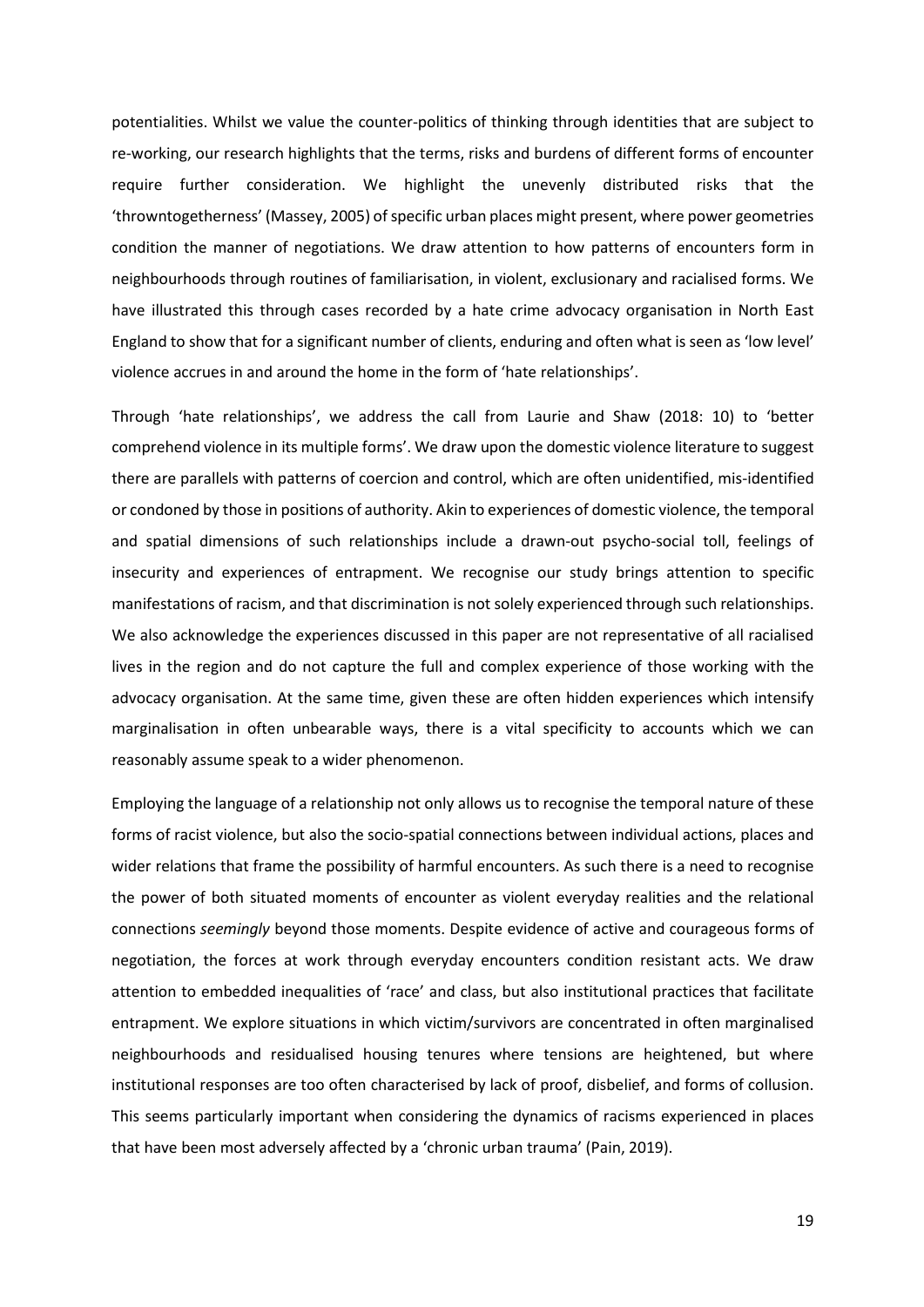potentialities. Whilst we value the counter-politics of thinking through identities that are subject to re-working, our research highlights that the terms, risks and burdens of different forms of encounter require further consideration. We highlight the unevenly distributed risks that the 'throwntogetherness' (Massey, 2005) of specific urban places might present, where power geometries condition the manner of negotiations. We draw attention to how patterns of encounters form in neighbourhoods through routines of familiarisation, in violent, exclusionary and racialised forms. We have illustrated this through cases recorded by a hate crime advocacy organisation in North East England to show that for a significant number of clients, enduring and often what is seen as 'low level' violence accrues in and around the home in the form of 'hate relationships'.

Through 'hate relationships', we address the call from Laurie and Shaw (2018: 10) to 'better comprehend violence in its multiple forms'. We draw upon the domestic violence literature to suggest there are parallels with patterns of coercion and control, which are often unidentified, mis-identified or condoned by those in positions of authority. Akin to experiences of domestic violence, the temporal and spatial dimensions of such relationships include a drawn-out psycho-social toll, feelings of insecurity and experiences of entrapment. We recognise our study brings attention to specific manifestations of racism, and that discrimination is not solely experienced through such relationships. We also acknowledge the experiences discussed in this paper are not representative of all racialised lives in the region and do not capture the full and complex experience of those working with the advocacy organisation. At the same time, given these are often hidden experiences which intensify marginalisation in often unbearable ways, there is a vital specificity to accounts which we can reasonably assume speak to a wider phenomenon.

Employing the language of a relationship not only allows us to recognise the temporal nature of these forms of racist violence, but also the socio-spatial connections between individual actions, places and wider relations that frame the possibility of harmful encounters. As such there is a need to recognise the power of both situated moments of encounter as violent everyday realities and the relational connections *seemingly* beyond those moments. Despite evidence of active and courageous forms of negotiation, the forces at work through everyday encounters condition resistant acts. We draw attention to embedded inequalities of 'race' and class, but also institutional practices that facilitate entrapment. We explore situations in which victim/survivors are concentrated in often marginalised neighbourhoods and residualised housing tenures where tensions are heightened, but where institutional responses are too often characterised by lack of proof, disbelief, and forms of collusion. This seems particularly important when considering the dynamics of racisms experienced in places that have been most adversely affected by a 'chronic urban trauma' (Pain, 2019).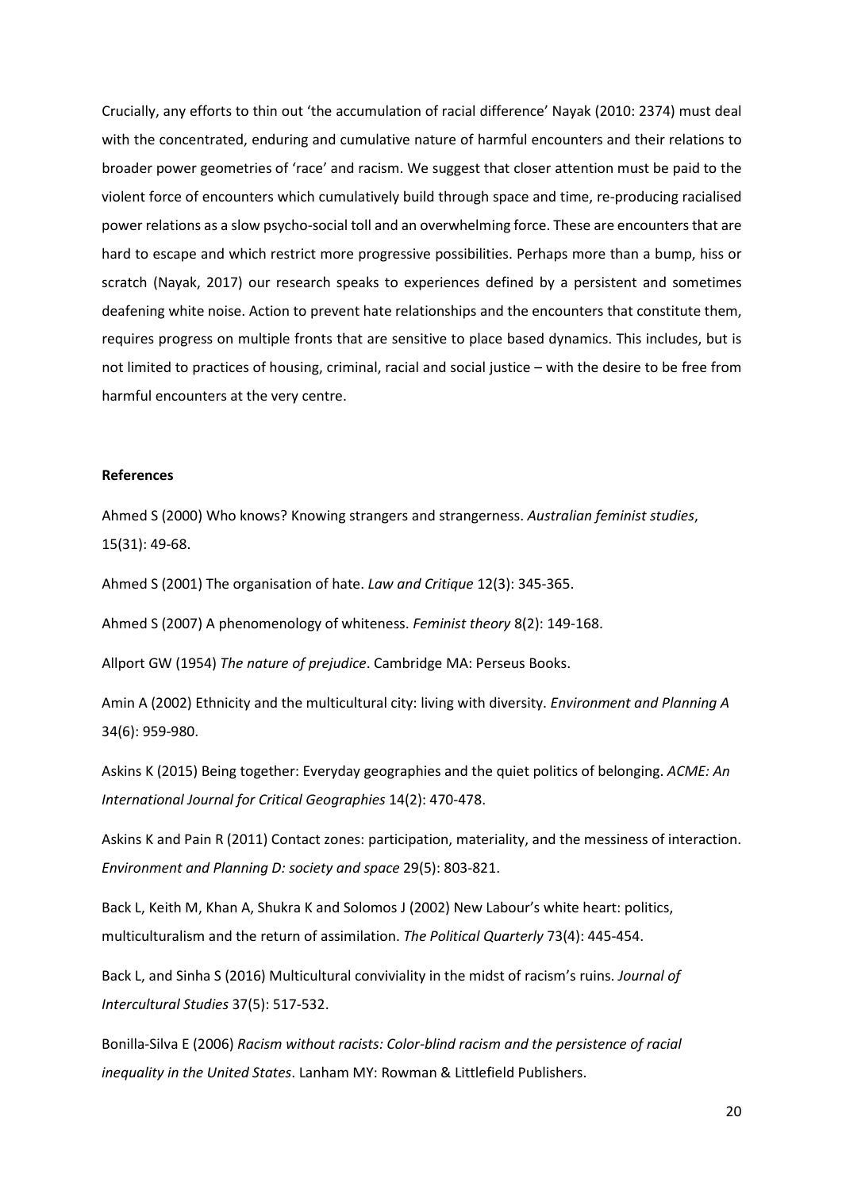Crucially, any efforts to thin out 'the accumulation of racial difference' Nayak (2010: 2374) must deal with the concentrated, enduring and cumulative nature of harmful encounters and their relations to broader power geometries of 'race' and racism. We suggest that closer attention must be paid to the violent force of encounters which cumulatively build through space and time, re-producing racialised power relations as a slow psycho-social toll and an overwhelming force. These are encounters that are hard to escape and which restrict more progressive possibilities. Perhaps more than a bump, hiss or scratch (Nayak, 2017) our research speaks to experiences defined by a persistent and sometimes deafening white noise. Action to prevent hate relationships and the encounters that constitute them, requires progress on multiple fronts that are sensitive to place based dynamics. This includes, but is not limited to practices of housing, criminal, racial and social justice – with the desire to be free from harmful encounters at the very centre.

**References**

Ahmed S (2000) Who knows? Knowing strangers and strangerness. *Australian feminist studies*, 15(31): 49-68.

Ahmed S (2001) The organisation of hate. *Law and Critique* 12(3): 345-365.

Ahmed S (2007) A phenomenology of whiteness. *Feminist theory* 8(2): 149-168.

Allport GW (1954) *The nature of prejudice*. Cambridge MA: Perseus Books.

Amin A (2002) Ethnicity and the multicultural city: living with diversity. *Environment and Planning A* 34(6): 959-980.

Askins K (2015) Being together: Everyday geographies and the quiet politics of belonging. *ACME: An International Journal for Critical Geographies* 14(2): 470-478.

Askins K and Pain R (2011) Contact zones: participation, materiality, and the messiness of interaction. *Environment and Planning D: society and space* 29(5): 803-821.

Back L, Keith M, Khan A, Shukra K and Solomos J (2002) New Labour's white heart: politics, multiculturalism and the return of assimilation. *The Political Quarterly* 73(4): 445-454.

Back L, and Sinha S (2016) Multicultural conviviality in the midst of racism's ruins. *Journal of Intercultural Studies* 37(5): 517-532.

Bonilla-Silva E (2006) *Racism without racists: Color-blind racism and the persistence of racial inequality in the United States*. Lanham MY: Rowman & Littlefield Publishers.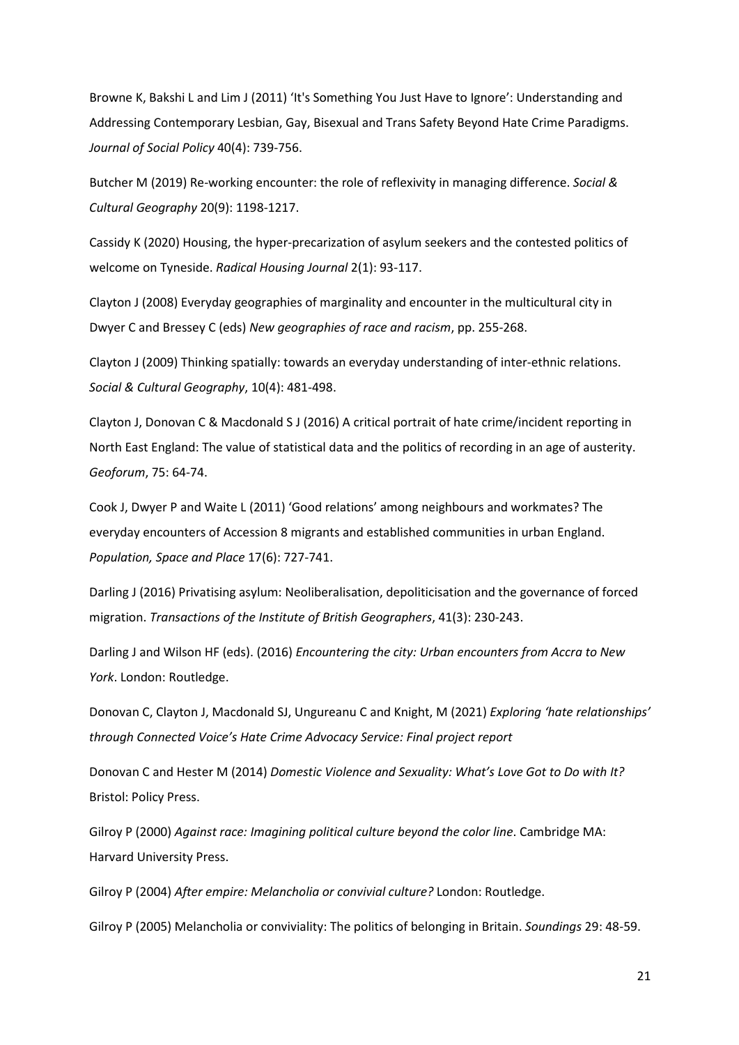Browne K, Bakshi L and Lim J (2011) 'It's Something You Just Have to Ignore': Understanding and Addressing Contemporary Lesbian, Gay, Bisexual and Trans Safety Beyond Hate Crime Paradigms. *Journal of Social Policy* 40(4): 739-756.

Butcher M (2019) Re-working encounter: the role of reflexivity in managing difference. *Social & Cultural Geography* 20(9): 1198-1217.

Cassidy K (2020) Housing, the hyper-precarization of asylum seekers and the contested politics of welcome on Tyneside. *Radical Housing Journal* 2(1): 93-117.

Clayton J (2008) Everyday geographies of marginality and encounter in the multicultural city in Dwyer C and Bressey C (eds) *New geographies of race and racism*, pp. 255-268.

Clayton J (2009) Thinking spatially: towards an everyday understanding of inter-ethnic relations. *Social & Cultural Geography*, 10(4): 481-498.

Clayton J, Donovan C & Macdonald S J (2016) A critical portrait of hate crime/incident reporting in North East England: The value of statistical data and the politics of recording in an age of austerity. *Geoforum*, 75: 64-74.

Cook J, Dwyer P and Waite L (2011) 'Good relations' among neighbours and workmates? The everyday encounters of Accession 8 migrants and established communities in urban England. *Population, Space and Place* 17(6): 727-741.

Darling J (2016) Privatising asylum: Neoliberalisation, depoliticisation and the governance of forced migration. *Transactions of the Institute of British Geographers*, 41(3): 230-243.

Darling J and Wilson HF (eds). (2016) *Encountering the city: Urban encounters from Accra to New York*. London: Routledge.

Donovan C, Clayton J, Macdonald SJ, Ungureanu C and Knight, M (2021) *Exploring 'hate relationships' through Connected Voice's Hate Crime Advocacy Service: Final project report*

Donovan C and Hester M (2014) *Domestic Violence and Sexuality: What's Love Got to Do with It?* Bristol: Policy Press.

Gilroy P (2000) *Against race: Imagining political culture beyond the color line*. Cambridge MA: Harvard University Press.

Gilroy P (2004) *After empire: Melancholia or convivial culture?* London: Routledge.

Gilroy P (2005) Melancholia or conviviality: The politics of belonging in Britain. *Soundings* 29: 48-59.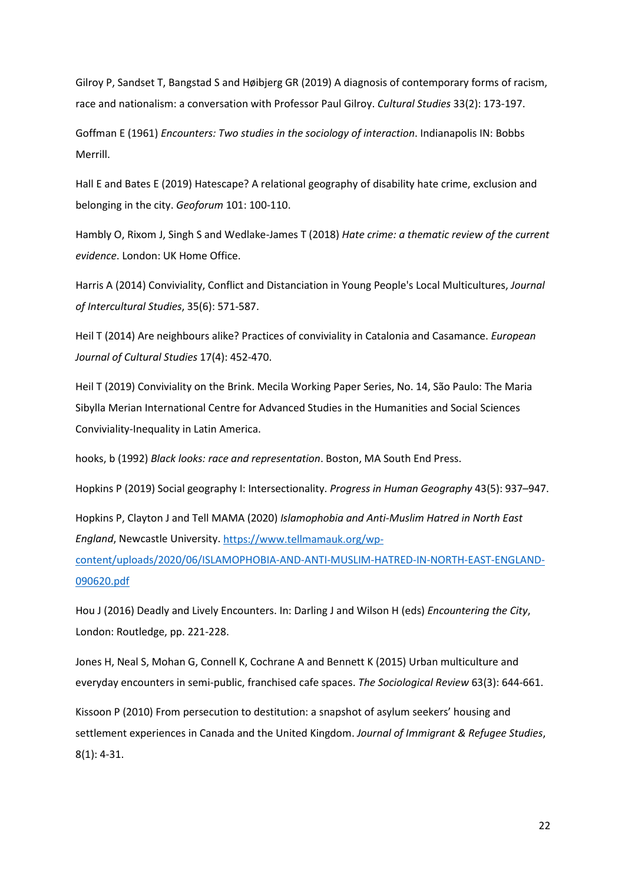Gilroy P, Sandset T, Bangstad S and Høibjerg GR (2019) A diagnosis of contemporary forms of racism, race and nationalism: a conversation with Professor Paul Gilroy. *Cultural Studies* 33(2): 173-197.

Goffman E (1961) *Encounters: Two studies in the sociology of interaction*. Indianapolis IN: Bobbs Merrill.

Hall E and Bates E (2019) Hatescape? A relational geography of disability hate crime, exclusion and belonging in the city. *Geoforum* 101: 100-110.

Hambly O, Rixom J, Singh S and Wedlake-James T (2018) *Hate crime: a thematic review of the current evidence*. London: UK Home Office.

Harris A (2014) Conviviality, Conflict and Distanciation in Young People's Local Multicultures, *Journal of Intercultural Studies*, 35(6): 571-587.

Heil T (2014) Are neighbours alike? Practices of conviviality in Catalonia and Casamance. *European Journal of Cultural Studies* 17(4): 452-470.

Heil T (2019) Conviviality on the Brink. Mecila Working Paper Series, No. 14, São Paulo: The Maria Sibylla Merian International Centre for Advanced Studies in the Humanities and Social Sciences Conviviality-Inequality in Latin America.

hooks, b (1992) *Black looks: race and representation*. Boston, MA South End Press.

Hopkins P (2019) Social geography I: Intersectionality. *Progress in Human Geography* 43(5): 937–947.

Hopkins P, Clayton J and Tell MAMA (2020) *Islamophobia and Anti-Muslim Hatred in North East England*, Newcastle University. https://www.tellmamauk.org/wp-content/uploads/2020/06/ISLAMOPHOBIA-AND-ANTI-MUSLIM-HATRED-IN-NORTH-EAST-ENGLAND-090620.pdf

Hou J (2016) Deadly and Lively Encounters. In: Darling J and Wilson H (eds) *Encountering the City*, London: Routledge, pp. 221-228.

Jones H, Neal S, Mohan G, Connell K, Cochrane A and Bennett K (2015) Urban multiculture and everyday encounters in semi-public, franchised cafe spaces. *The Sociological Review* 63(3): 644-661.

Kissoon P (2010) From persecution to destitution: a snapshot of asylum seekers' housing and settlement experiences in Canada and the United Kingdom. *Journal of Immigrant & Refugee Studies*, 8(1): 4-31.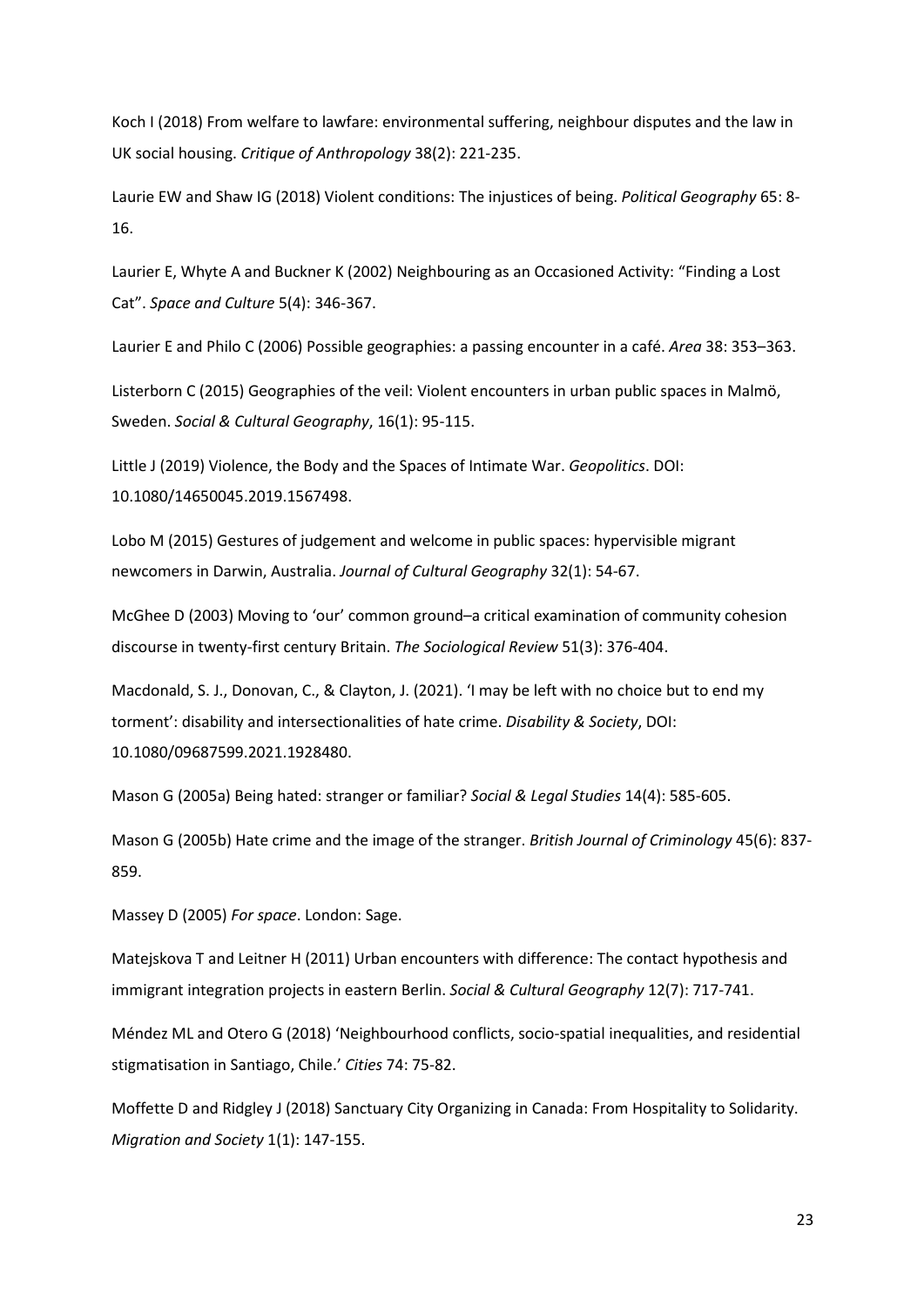Koch I (2018) From welfare to lawfare: environmental suffering, neighbour disputes and the law in UK social housing. *Critique of Anthropology* 38(2): 221-235.

Laurie EW and Shaw IG (2018) Violent conditions: The injustices of being. *Political Geography* 65: 8-16.

Laurier E, Whyte A and Buckner K (2002) Neighbouring as an Occasioned Activity: "Finding a Lost Cat". *Space and Culture* 5(4): 346-367.

Laurier E and Philo C (2006) Possible geographies: a passing encounter in a café. *Area* 38: 353–363.

Listerborn C (2015) Geographies of the veil: Violent encounters in urban public spaces in Malmö, Sweden. *Social & Cultural Geography*, 16(1): 95-115.

Little J (2019) Violence, the Body and the Spaces of Intimate War. *Geopolitics*. DOI: 10.1080/14650045.2019.1567498.

Lobo M (2015) Gestures of judgement and welcome in public spaces: hypervisible migrant newcomers in Darwin, Australia. *Journal of Cultural Geography* 32(1): 54-67.

McGhee D (2003) Moving to 'our' common ground–a critical examination of community cohesion discourse in twenty-first century Britain. *The Sociological Review* 51(3): 376-404.

Macdonald, S. J., Donovan, C., & Clayton, J. (2021). 'I may be left with no choice but to end my torment': disability and intersectionalities of hate crime. *Disability & Society*, DOI: 10.1080/09687599.2021.1928480.

Mason G (2005a) Being hated: stranger or familiar? *Social & Legal Studies* 14(4): 585-605.

Mason G (2005b) Hate crime and the image of the stranger. *British Journal of Criminology* 45(6): 837-859.

Massey D (2005) *For space*. London: Sage.

Matejskova T and Leitner H (2011) Urban encounters with difference: The contact hypothesis and immigrant integration projects in eastern Berlin. *Social & Cultural Geography* 12(7): 717-741.

Méndez ML and Otero G (2018) 'Neighbourhood conflicts, socio-spatial inequalities, and residential stigmatisation in Santiago, Chile.' *Cities* 74: 75-82.

Moffette D and Ridgley J (2018) Sanctuary City Organizing in Canada: From Hospitality to Solidarity. *Migration and Society* 1(1): 147-155.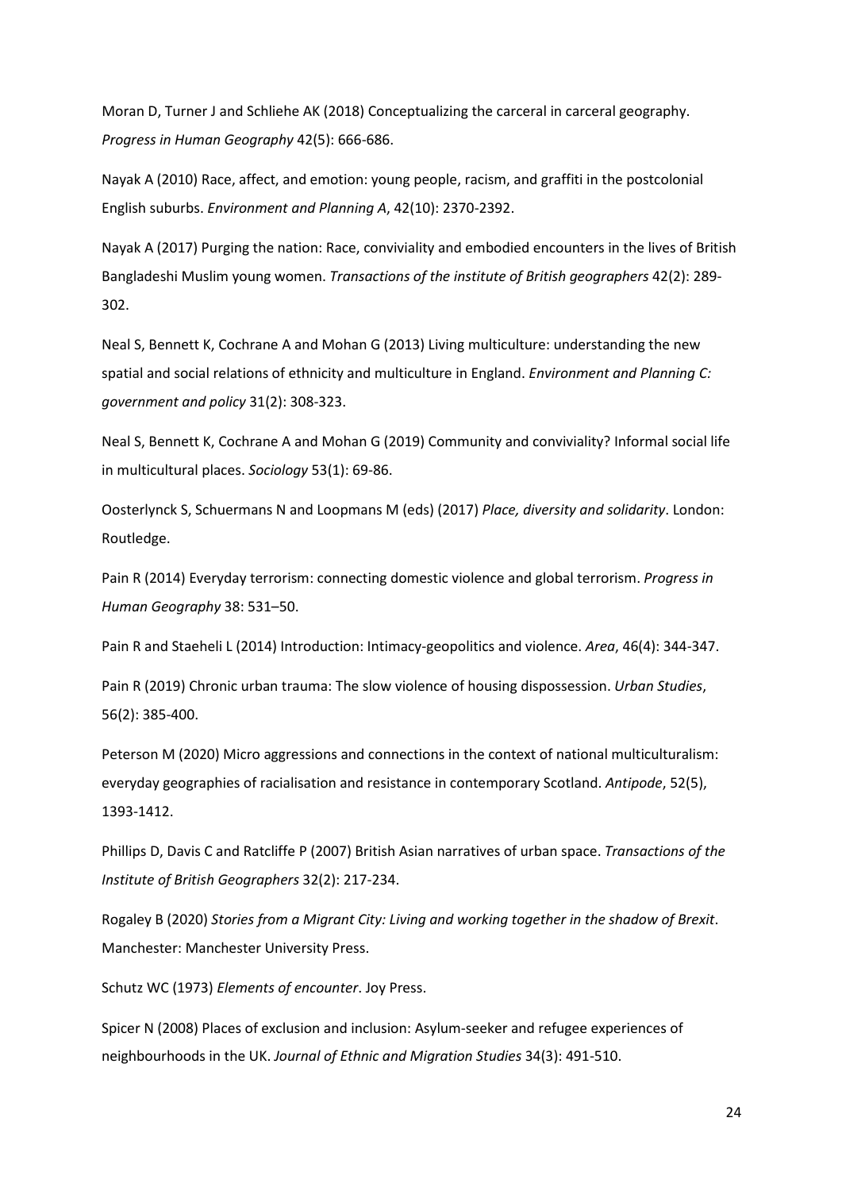Moran D, Turner J and Schliehe AK (2018) Conceptualizing the carceral in carceral geography. *Progress in Human Geography* 42(5): 666-686.

Nayak A (2010) Race, affect, and emotion: young people, racism, and graffiti in the postcolonial English suburbs. *Environment and Planning A*, 42(10): 2370-2392.

Nayak A (2017) Purging the nation: Race, conviviality and embodied encounters in the lives of British Bangladeshi Muslim young women. *Transactions of the institute of British geographers* 42(2): 289-302.

Neal S, Bennett K, Cochrane A and Mohan G (2013) Living multiculture: understanding the new spatial and social relations of ethnicity and multiculture in England. *Environment and Planning C: government and policy* 31(2): 308-323.

Neal S, Bennett K, Cochrane A and Mohan G (2019) Community and conviviality? Informal social life in multicultural places. *Sociology* 53(1): 69-86.

Oosterlynck S, Schuermans N and Loopmans M (eds) (2017) *Place, diversity and solidarity*. London: Routledge.

Pain R (2014) Everyday terrorism: connecting domestic violence and global terrorism. *Progress in Human Geography* 38: 531–50.

Pain R and Staeheli L (2014) Introduction: Intimacy-geopolitics and violence. *Area*, 46(4): 344-347.

Pain R (2019) Chronic urban trauma: The slow violence of housing dispossession. *Urban Studies*, 56(2): 385-400.

Peterson M (2020) Micro aggressions and connections in the context of national multiculturalism: everyday geographies of racialisation and resistance in contemporary Scotland. *Antipode*, 52(5), 1393-1412.

Phillips D, Davis C and Ratcliffe P (2007) British Asian narratives of urban space. *Transactions of the Institute of British Geographers* 32(2): 217-234.

Rogaley B (2020) *Stories from a Migrant City: Living and working together in the shadow of Brexit*. Manchester: Manchester University Press.

Schutz WC (1973) *Elements of encounter*. Joy Press.

Spicer N (2008) Places of exclusion and inclusion: Asylum-seeker and refugee experiences of neighbourhoods in the UK. *Journal of Ethnic and Migration Studies* 34(3): 491-510.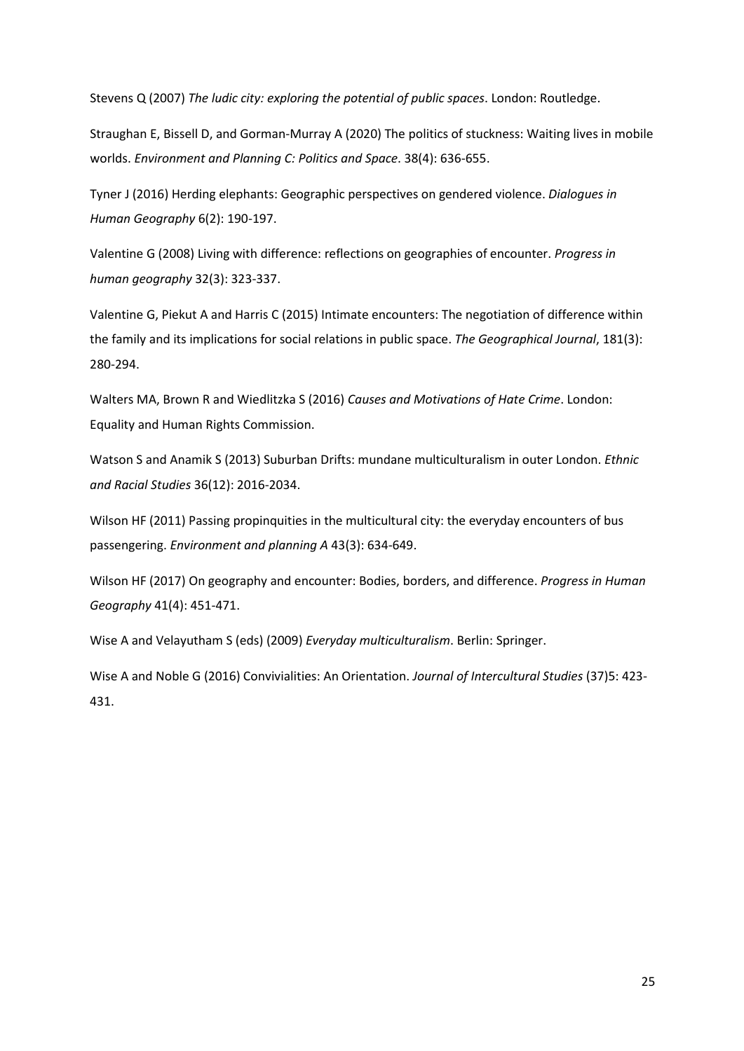Stevens Q (2007) *The ludic city: exploring the potential of public spaces*. London: Routledge.

Straughan E, Bissell D, and Gorman-Murray A (2020) The politics of stuckness: Waiting lives in mobile worlds. *Environment and Planning C: Politics and Space*. 38(4): 636-655.

Tyner J (2016) Herding elephants: Geographic perspectives on gendered violence. *Dialogues in Human Geography* 6(2): 190-197.

Valentine G (2008) Living with difference: reflections on geographies of encounter. *Progress in human geography* 32(3): 323-337.

Valentine G, Piekut A and Harris C (2015) Intimate encounters: The negotiation of difference within the family and its implications for social relations in public space. *The Geographical Journal*, 181(3): 280-294.

Walters MA, Brown R and Wiedlitzka S (2016) *Causes and Motivations of Hate Crime*. London: Equality and Human Rights Commission.

Watson S and Anamik S (2013) Suburban Drifts: mundane multiculturalism in outer London. *Ethnic and Racial Studies* 36(12): 2016-2034.

Wilson HF (2011) Passing propinquities in the multicultural city: the everyday encounters of bus passengering. *Environment and planning A* 43(3): 634-649.

Wilson HF (2017) On geography and encounter: Bodies, borders, and difference. *Progress in Human Geography* 41(4): 451-471.

Wise A and Velayutham S (eds) (2009) *Everyday multiculturalism*. Berlin: Springer.

Wise A and Noble G (2016) Convivialities: An Orientation. *Journal of Intercultural Studies* (37)5: 423-431.